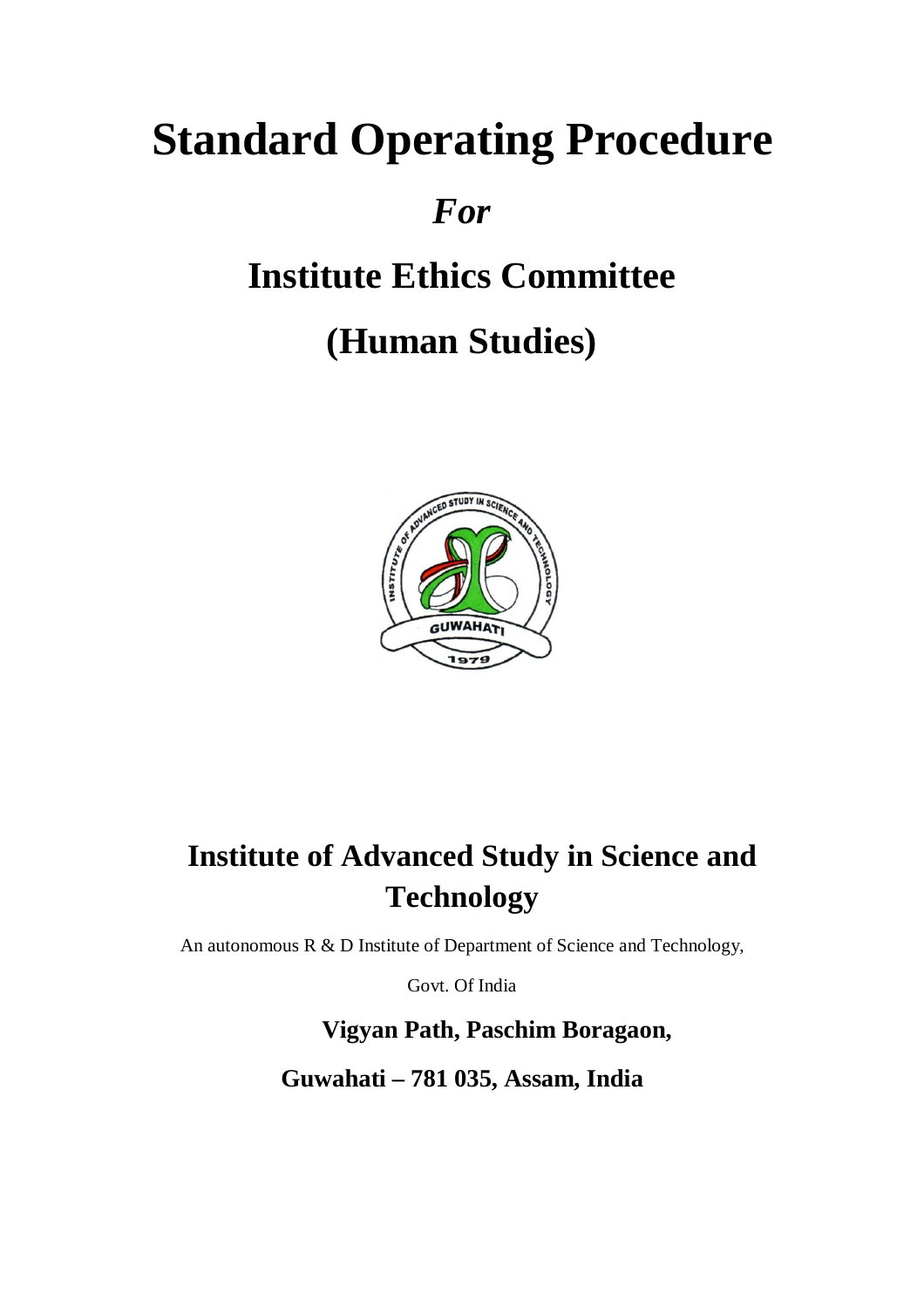# Standard Operating Procedure

## *For*

## Institute Ethics Committee

## (Human Studies)

## Institute of Advanced Study in Science and Technology

An autonomous R & D Institute of Department of Science and Technology,

Govt. Of India

**Vigyan Path, Paschim Boragaon,**

**Guwahati – 781 035, Assam, India**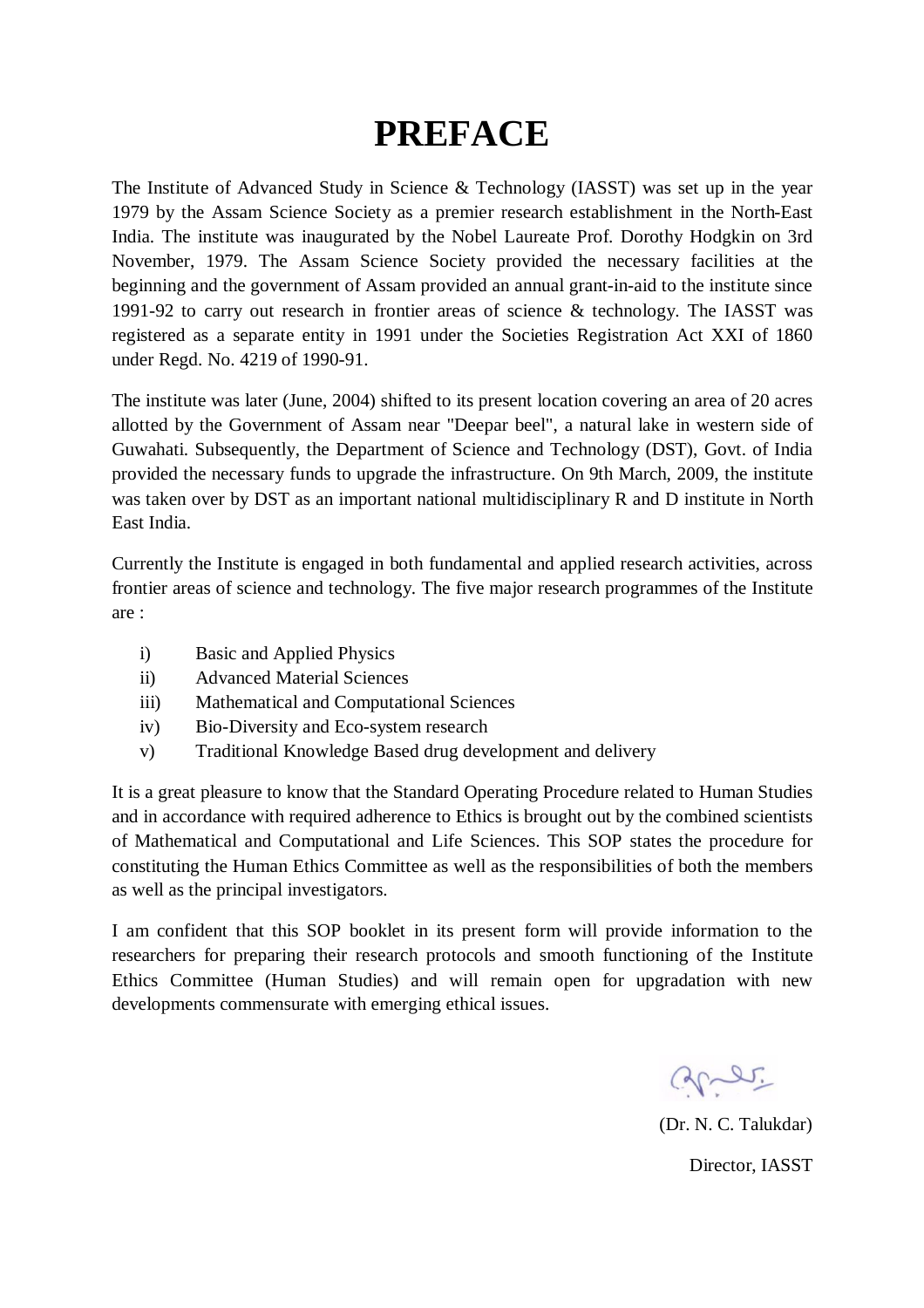# PREFACE

The Institute of Advanced Study in Science & Technology (IASST) was set up in the year 1979 by the Assam Science Society as a premier research establishment in the North-East India. The institute was inaugurated by the Nobel Laureate Prof. Dorothy Hodgkin on 3rd November, 1979. The Assam Science Society provided the necessary facilities at the beginning and the government of Assam provided an annual grant-in-aid to the institute since 1991-92 to carry out research in frontier areas of science & technology. The IASST was registered as a separate entity in 1991 under the Societies Registration Act XXI of 1860 under Regd. No. 4219 of 1990-91.

The institute was later (June, 2004) shifted to its present location covering an area of 20 acres allotted by the Government of Assam near "Deepar beel", a natural lake in western side of Guwahati. Subsequently, the Department of Science and Technology (DST), Govt. of India provided the necessary funds to upgrade the infrastructure. On 9th March, 2009, the institute was taken over by DST as an important national multidisciplinary R and D institute in North East India.

Currently the Institute is engaged in both fundamental and applied research activities, across frontier areas of science and technology. The five major research programmes of the Institute are :

- i) Basic and Applied Physics
- ii) Advanced Material Sciences
- iii) Mathematical and Computational Sciences
- iv) Bio-Diversity and Eco-system research
- v) Traditional Knowledge Based drug development and delivery

It is a great pleasure to know that the Standard Operating Procedure related to Human Studies and in accordance with required adherence to Ethics is brought out by the combined scientists of Mathematical and Computational and Life Sciences. This SOP states the procedure for constituting the Human Ethics Committee as well as the responsibilities of both the members as well as the principal investigators.

I am confident that this SOP booklet in its present form will provide information to the researchers for preparing their research protocols and smooth functioning of the Institute Ethics Committee (Human Studies) and will remain open for upgradation with new developments commensurate with emerging ethical issues.

(Dr. N. C. Talukdar)

Director, IASST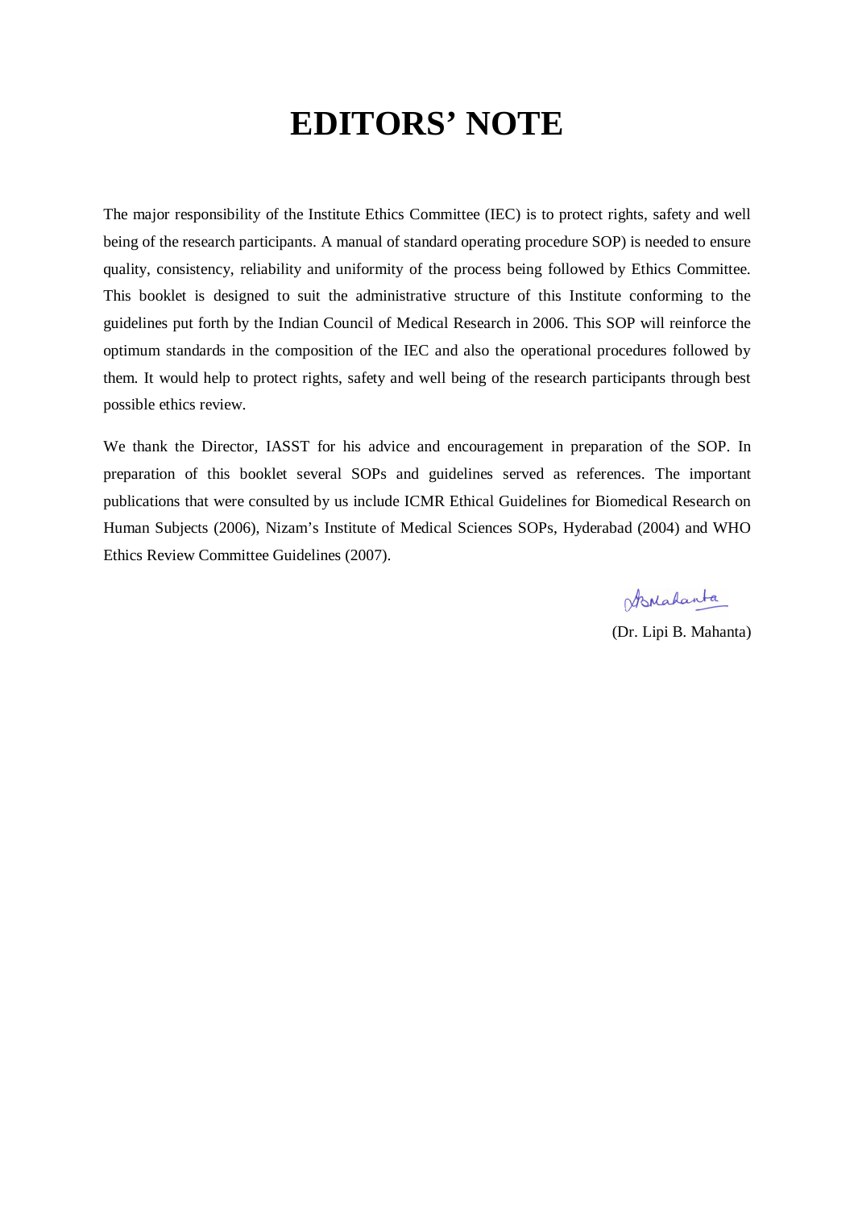# EDITORS' NOTE

The major responsibility of the Institute Ethics Committee (IEC) is to protect rights, safety and well being of the research participants. A manual of standard operating procedure SOP) is needed to ensure quality, consistency, reliability and uniformity of the process being followed by Ethics Committee. This booklet is designed to suit the administrative structure of this Institute conforming to the guidelines put forth by the Indian Council of Medical Research in 2006. This SOP will reinforce the optimum standards in the composition of the IEC and also the operational procedures followed by them. It would help to protect rights, safety and well being of the research participants through best possible ethics review.

We thank the Director, IASST for his advice and encouragement in preparation of the SOP. In preparation of this booklet several SOPs and guidelines served as references. The important publications that were consulted by us include ICMR Ethical Guidelines for Biomedical Research on Human Subjects (2006), Nizam's Institute of Medical Sciences SOPs, Hyderabad (2004) and WHO Ethics Review Committee Guidelines (2007).

(Dr. Lipi B. Mahanta)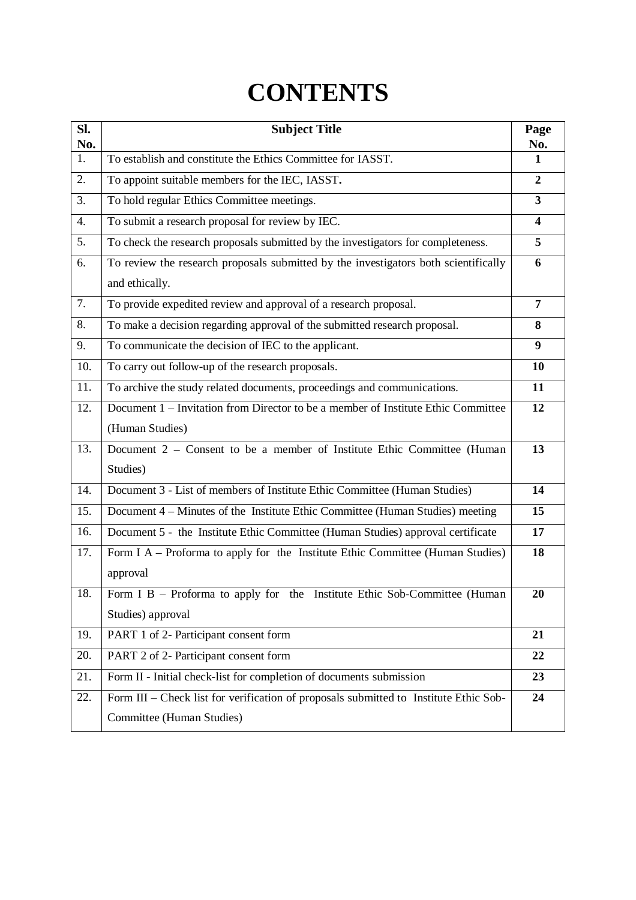# CONTENTS

| Sl. No. | Subject Title | Page No. |
|---|---|---|
| 1. | To establish and constitute the Ethics Committee for IASST. | 1 |
| 2. | To appoint suitable members for the IEC, IASST. | 2 |
| 3. | To hold regular Ethics Committee meetings. | 3 |
| 4. | To submit a research proposal for review by IEC. | 4 |
| 5. | To check the research proposals submitted by the investigators for completeness. | 5 |
| 6. | To review the research proposals submitted by the investigators both scientifically and ethically. | 6 |
| 7. | To provide expedited review and approval of a research proposal. | 7 |
| 8. | To make a decision regarding approval of the submitted research proposal. | 8 |
| 9. | To communicate the decision of IEC to the applicant. | 9 |
| 10. | To carry out follow-up of the research proposals. | 10 |
| 11. | To archive the study related documents, proceedings and communications. | 11 |
| 12. | Document 1 – Invitation from Director to be a member of Institute Ethic Committee (Human Studies) | 12 |
| 13. | Document 2 – Consent to be a member of Institute Ethic Committee (Human Studies) | 13 |
| 14. | Document 3 - List of members of Institute Ethic Committee (Human Studies) | 14 |
| 15. | Document 4 – Minutes of the Institute Ethic Committee (Human Studies) meeting | 15 |
| 16. | Document 5 - the Institute Ethic Committee (Human Studies) approval certificate | 17 |
| 17. | Form I A – Proforma to apply for the Institute Ethic Committee (Human Studies) approval | 18 |
| 18. | Form I B – Proforma to apply for the Institute Ethic Sob-Committee (Human Studies) approval | 20 |
| 19. | PART 1 of 2- Participant consent form | 21 |
| 20. | PART 2 of 2- Participant consent form | 22 |
| 21. | Form II - Initial check-list for completion of documents submission | 23 |
| 22. | Form III – Check list for verification of proposals submitted to Institute Ethic Sob-Committee (Human Studies) | 24 |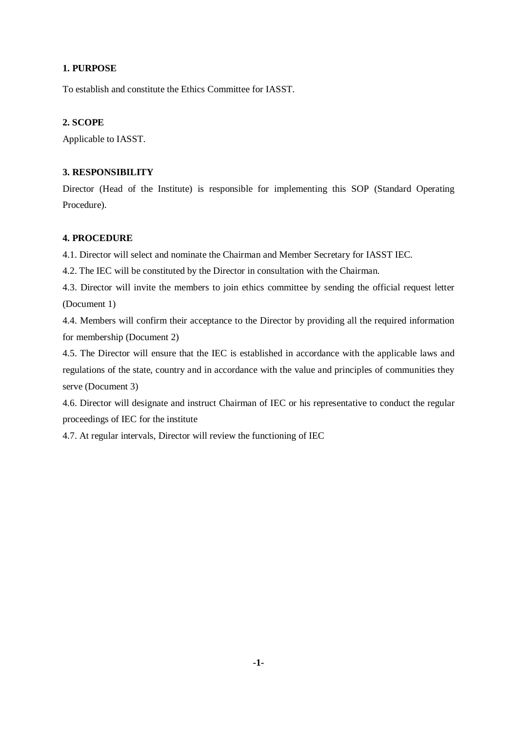## 1. PURPOSE

To establish and constitute the Ethics Committee for IASST.

## 2. SCOPE

Applicable to IASST.

## 3. RESPONSIBILITY

Director (Head of the Institute) is responsible for implementing this SOP (Standard Operating Procedure).

## 4. PROCEDURE

4.1. Director will select and nominate the Chairman and Member Secretary for IASST IEC.

4.2. The IEC will be constituted by the Director in consultation with the Chairman.

4.3. Director will invite the members to join ethics committee by sending the official request letter (Document 1)

4.4. Members will confirm their acceptance to the Director by providing all the required information for membership (Document 2)

4.5. The Director will ensure that the IEC is established in accordance with the applicable laws and regulations of the state, country and in accordance with the value and principles of communities they serve (Document 3)

4.6. Director will designate and instruct Chairman of IEC or his representative to conduct the regular proceedings of IEC for the institute

4.7. At regular intervals, Director will review the functioning of IEC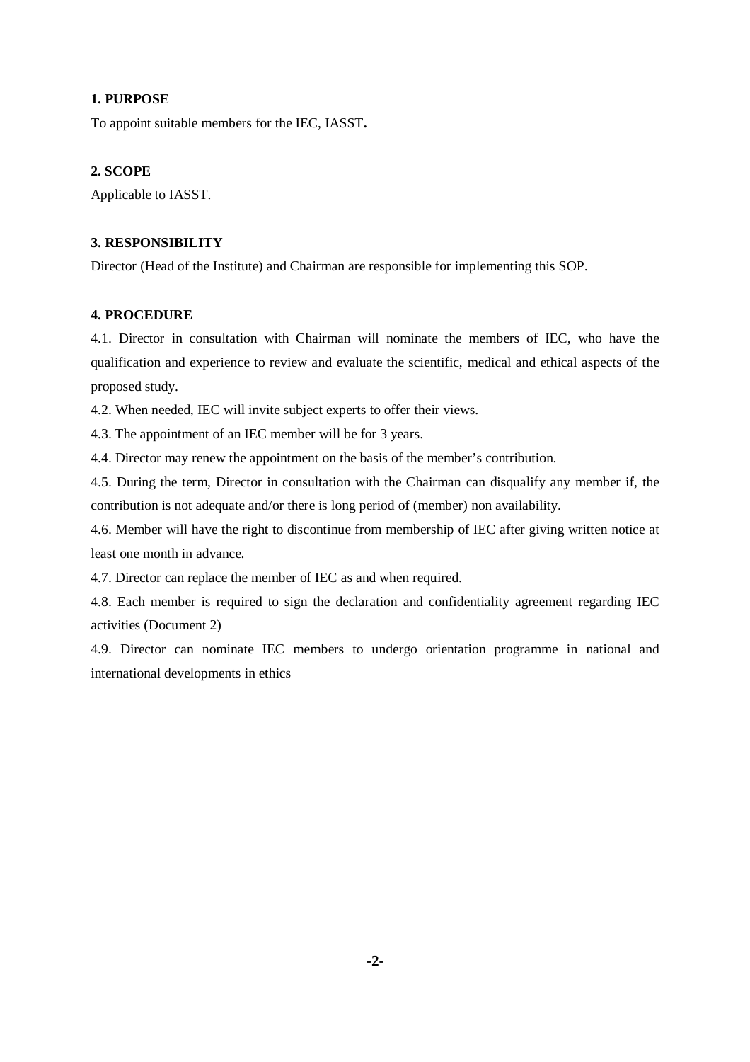## 1. PURPOSE

To appoint suitable members for the IEC, IASST**.**

## 2. SCOPE

Applicable to IASST.

## 3. RESPONSIBILITY

Director (Head of the Institute) and Chairman are responsible for implementing this SOP.

## 4. PROCEDURE

4.1. Director in consultation with Chairman will nominate the members of IEC, who have the qualification and experience to review and evaluate the scientific, medical and ethical aspects of the proposed study.

4.2. When needed, IEC will invite subject experts to offer their views.

4.3. The appointment of an IEC member will be for 3 years.

4.4. Director may renew the appointment on the basis of the member's contribution.

4.5. During the term, Director in consultation with the Chairman can disqualify any member if, the contribution is not adequate and/or there is long period of (member) non availability.

4.6. Member will have the right to discontinue from membership of IEC after giving written notice at least one month in advance.

4.7. Director can replace the member of IEC as and when required.

4.8. Each member is required to sign the declaration and confidentiality agreement regarding IEC activities (Document 2)

4.9. Director can nominate IEC members to undergo orientation programme in national and international developments in ethics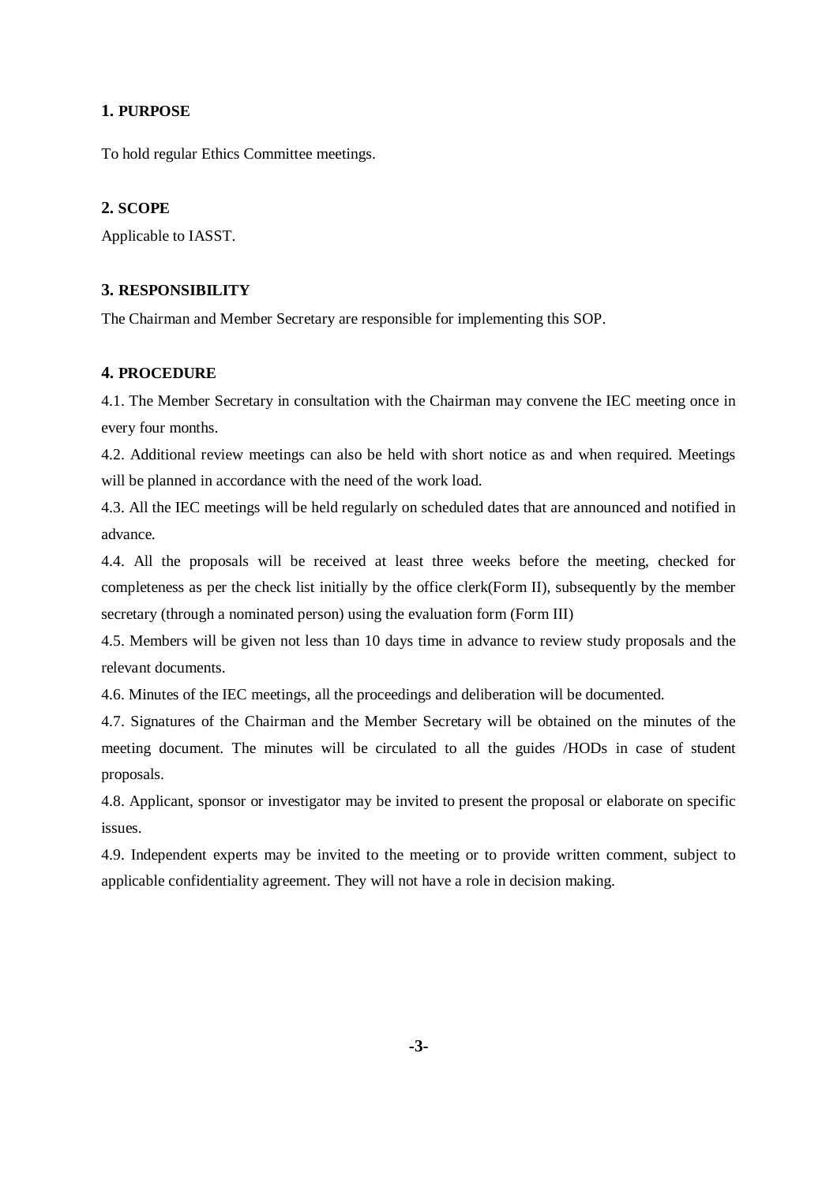## 1. PURPOSE

To hold regular Ethics Committee meetings.

## 2. SCOPE

Applicable to IASST.

## 3. RESPONSIBILITY

The Chairman and Member Secretary are responsible for implementing this SOP.

## 4. PROCEDURE

4.1. The Member Secretary in consultation with the Chairman may convene the IEC meeting once in every four months.

4.2. Additional review meetings can also be held with short notice as and when required. Meetings will be planned in accordance with the need of the work load.

4.3. All the IEC meetings will be held regularly on scheduled dates that are announced and notified in advance.

4.4. All the proposals will be received at least three weeks before the meeting, checked for completeness as per the check list initially by the office clerk(Form II), subsequently by the member secretary (through a nominated person) using the evaluation form (Form III)

4.5. Members will be given not less than 10 days time in advance to review study proposals and the relevant documents.

4.6. Minutes of the IEC meetings, all the proceedings and deliberation will be documented.

4.7. Signatures of the Chairman and the Member Secretary will be obtained on the minutes of the meeting document. The minutes will be circulated to all the guides /HODs in case of student proposals.

4.8. Applicant, sponsor or investigator may be invited to present the proposal or elaborate on specific issues.

4.9. Independent experts may be invited to the meeting or to provide written comment, subject to applicable confidentiality agreement. They will not have a role in decision making.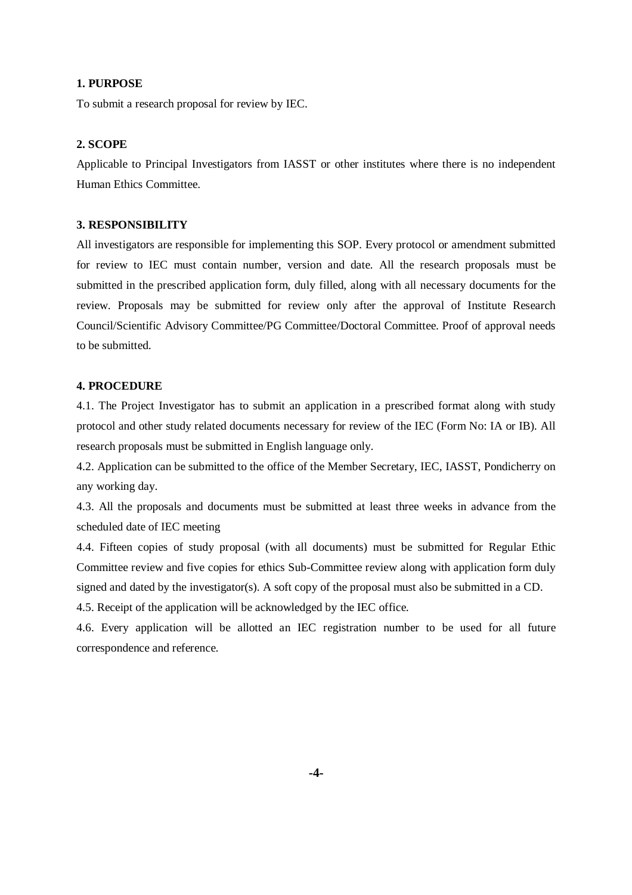**1. PURPOSE**

To submit a research proposal for review by IEC.

**2. SCOPE**

Applicable to Principal Investigators from IASST or other institutes where there is no independent Human Ethics Committee.

**3. RESPONSIBILITY**

All investigators are responsible for implementing this SOP. Every protocol or amendment submitted for review to IEC must contain number, version and date. All the research proposals must be submitted in the prescribed application form, duly filled, along with all necessary documents for the review. Proposals may be submitted for review only after the approval of Institute Research Council/Scientific Advisory Committee/PG Committee/Doctoral Committee. Proof of approval needs to be submitted.

**4. PROCEDURE**

4.1. The Project Investigator has to submit an application in a prescribed format along with study protocol and other study related documents necessary for review of the IEC (Form No: IA or IB). All research proposals must be submitted in English language only.

4.2. Application can be submitted to the office of the Member Secretary, IEC, IASST, Pondicherry on any working day.

4.3. All the proposals and documents must be submitted at least three weeks in advance from the scheduled date of IEC meeting

4.4. Fifteen copies of study proposal (with all documents) must be submitted for Regular Ethic Committee review and five copies for ethics Sub-Committee review along with application form duly signed and dated by the investigator(s). A soft copy of the proposal must also be submitted in a CD.

4.5. Receipt of the application will be acknowledged by the IEC office.

4.6. Every application will be allotted an IEC registration number to be used for all future correspondence and reference.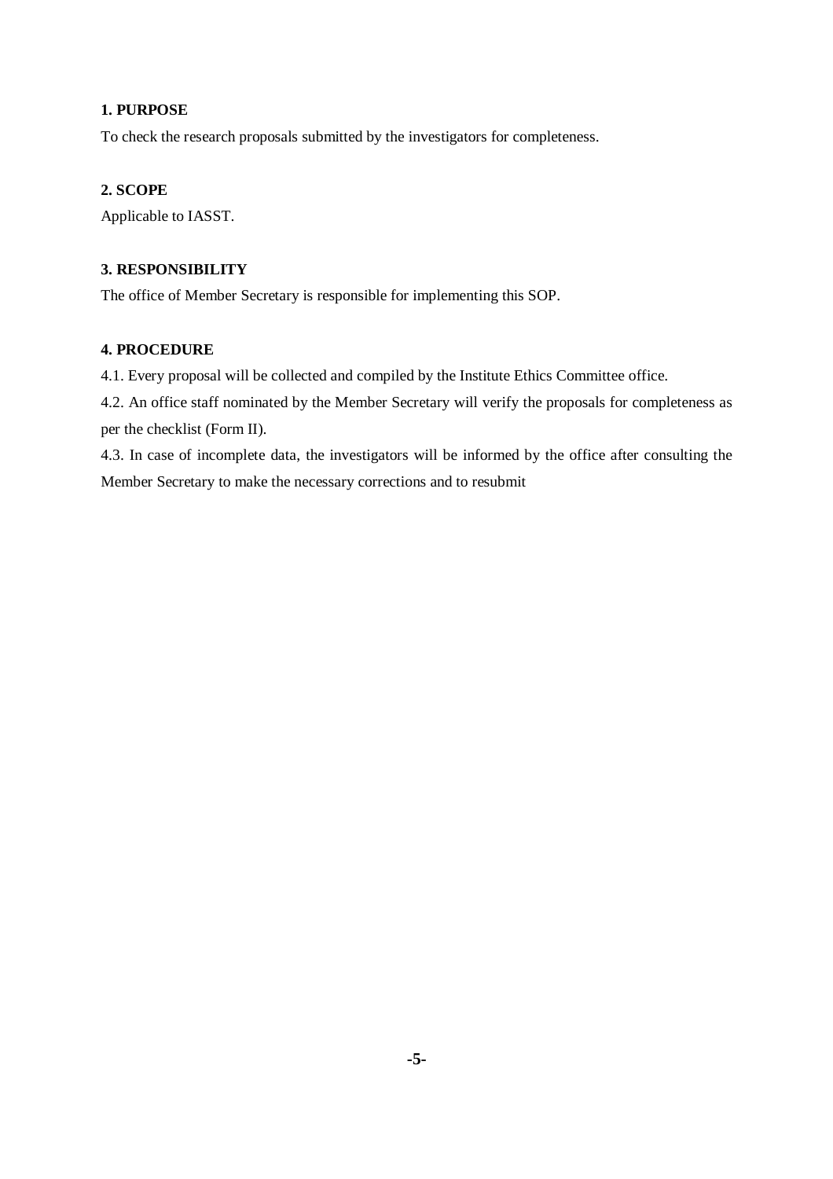**1. PURPOSE**

To check the research proposals submitted by the investigators for completeness.

**2. SCOPE**

Applicable to IASST.

**3. RESPONSIBILITY**

The office of Member Secretary is responsible for implementing this SOP.

**4. PROCEDURE**

4.1. Every proposal will be collected and compiled by the Institute Ethics Committee office.

4.2. An office staff nominated by the Member Secretary will verify the proposals for completeness as per the checklist (Form II).

4.3. In case of incomplete data, the investigators will be informed by the office after consulting the Member Secretary to make the necessary corrections and to resubmit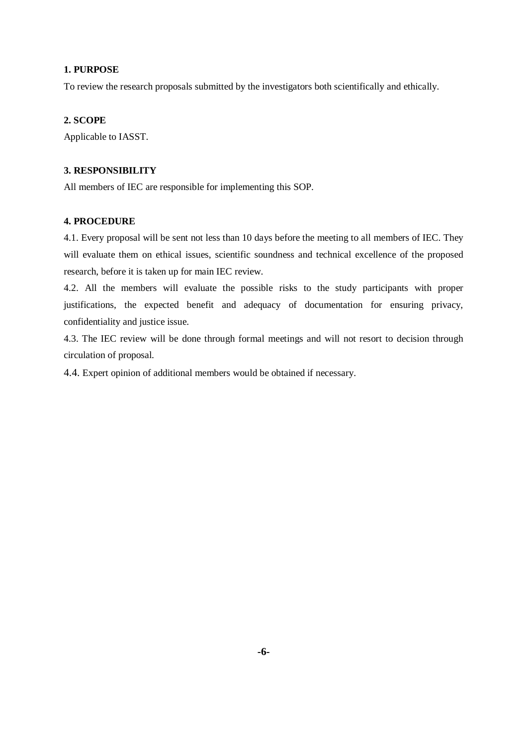**1. PURPOSE**

To review the research proposals submitted by the investigators both scientifically and ethically.

**2. SCOPE**

Applicable to IASST.

**3. RESPONSIBILITY**

All members of IEC are responsible for implementing this SOP.

**4. PROCEDURE**

4.1. Every proposal will be sent not less than 10 days before the meeting to all members of IEC. They will evaluate them on ethical issues, scientific soundness and technical excellence of the proposed research, before it is taken up for main IEC review.

4.2. All the members will evaluate the possible risks to the study participants with proper justifications, the expected benefit and adequacy of documentation for ensuring privacy, confidentiality and justice issue.

4.3. The IEC review will be done through formal meetings and will not resort to decision through circulation of proposal.

4.4. Expert opinion of additional members would be obtained if necessary.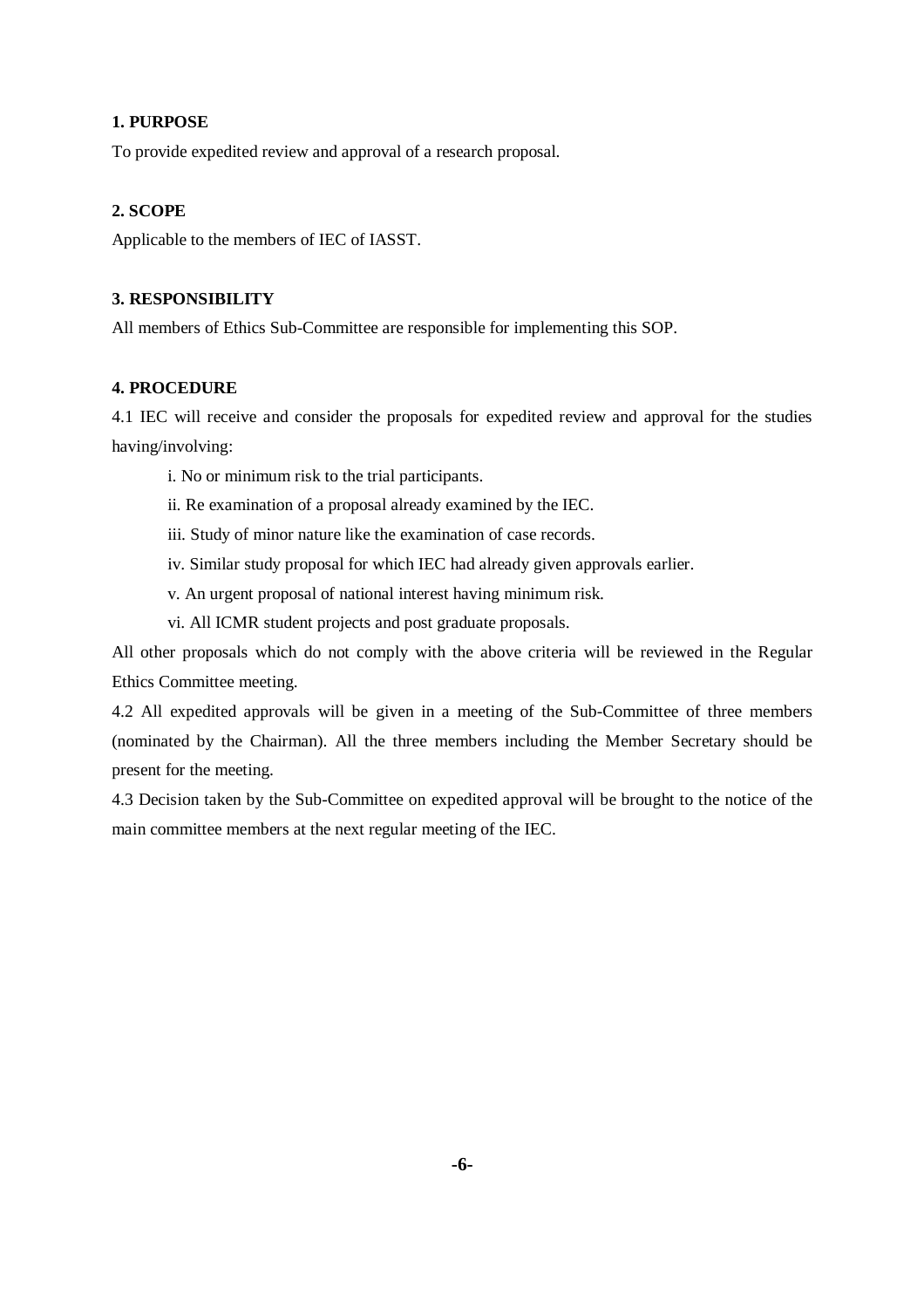**1. PURPOSE**

To provide expedited review and approval of a research proposal.

**2. SCOPE**

Applicable to the members of IEC of IASST.

**3. RESPONSIBILITY**

All members of Ethics Sub-Committee are responsible for implementing this SOP.

**4. PROCEDURE**

4.1 IEC will receive and consider the proposals for expedited review and approval for the studies having/involving:

i. No or minimum risk to the trial participants.

ii. Re examination of a proposal already examined by the IEC.

iii. Study of minor nature like the examination of case records.

iv. Similar study proposal for which IEC had already given approvals earlier.

v. An urgent proposal of national interest having minimum risk.

vi. All ICMR student projects and post graduate proposals.

All other proposals which do not comply with the above criteria will be reviewed in the Regular Ethics Committee meeting.

4.2 All expedited approvals will be given in a meeting of the Sub-Committee of three members (nominated by the Chairman). All the three members including the Member Secretary should be present for the meeting.

4.3 Decision taken by the Sub-Committee on expedited approval will be brought to the notice of the main committee members at the next regular meeting of the IEC.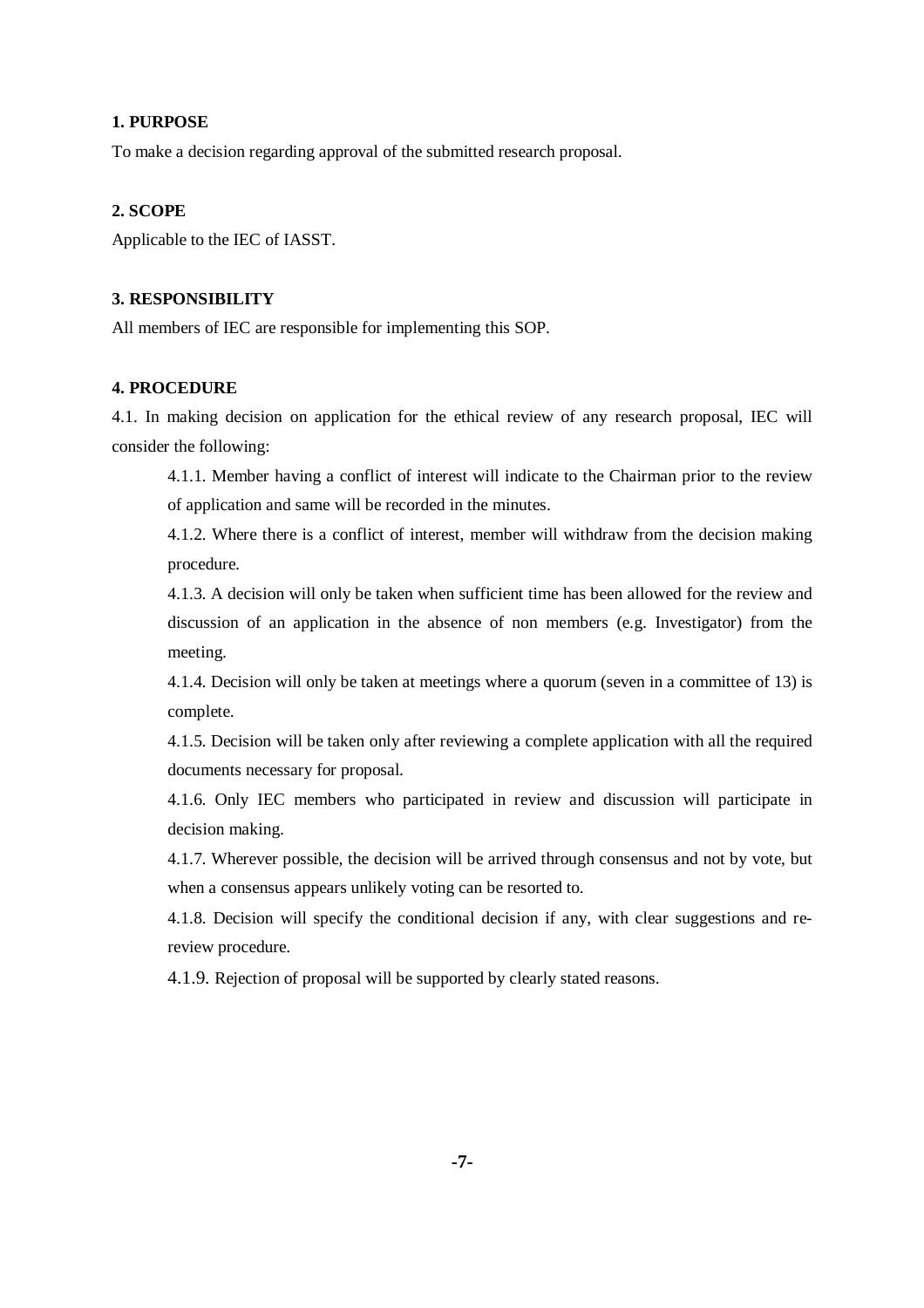**1. PURPOSE**

To make a decision regarding approval of the submitted research proposal.

**2. SCOPE**

Applicable to the IEC of IASST.

**3. RESPONSIBILITY**

All members of IEC are responsible for implementing this SOP.

**4. PROCEDURE**

4.1. In making decision on application for the ethical review of any research proposal, IEC will consider the following:

4.1.1. Member having a conflict of interest will indicate to the Chairman prior to the review of application and same will be recorded in the minutes.

4.1.2. Where there is a conflict of interest, member will withdraw from the decision making procedure.

4.1.3. A decision will only be taken when sufficient time has been allowed for the review and discussion of an application in the absence of non members (e.g. Investigator) from the meeting.

4.1.4. Decision will only be taken at meetings where a quorum (seven in a committee of 13) is complete.

4.1.5. Decision will be taken only after reviewing a complete application with all the required documents necessary for proposal.

4.1.6. Only IEC members who participated in review and discussion will participate in decision making.

4.1.7. Wherever possible, the decision will be arrived through consensus and not by vote, but when a consensus appears unlikely voting can be resorted to.

4.1.8. Decision will specify the conditional decision if any, with clear suggestions and re-review procedure.

4.1.9. Rejection of proposal will be supported by clearly stated reasons.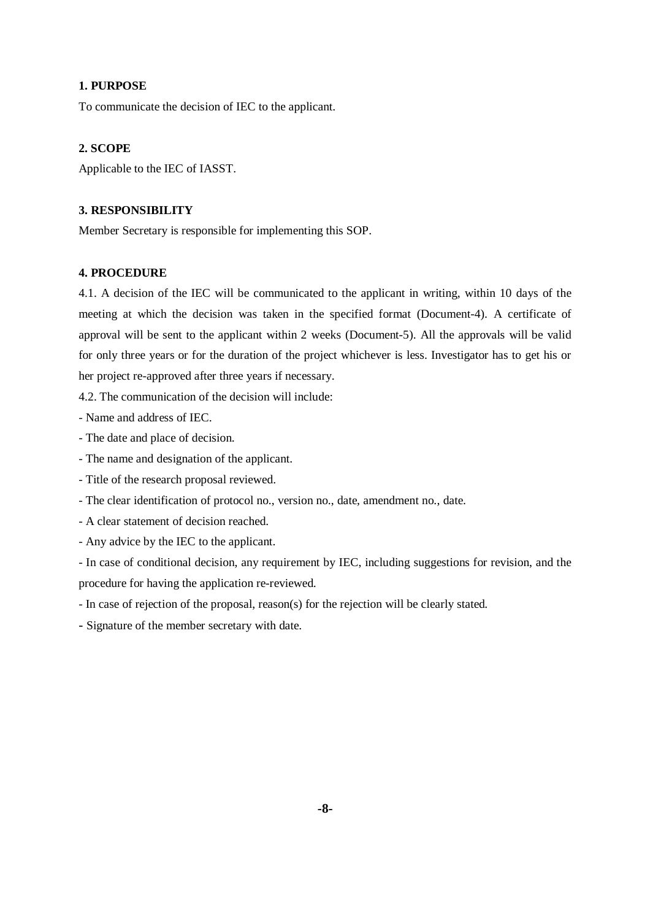**1. PURPOSE**

To communicate the decision of IEC to the applicant.

**2. SCOPE**

Applicable to the IEC of IASST.

**3. RESPONSIBILITY**

Member Secretary is responsible for implementing this SOP.

**4. PROCEDURE**

4.1. A decision of the IEC will be communicated to the applicant in writing, within 10 days of the meeting at which the decision was taken in the specified format (Document-4). A certificate of approval will be sent to the applicant within 2 weeks (Document-5). All the approvals will be valid for only three years or for the duration of the project whichever is less. Investigator has to get his or her project re-approved after three years if necessary.

4.2. The communication of the decision will include:

- Name and address of IEC.
- The date and place of decision.
- The name and designation of the applicant.
- Title of the research proposal reviewed.
- The clear identification of protocol no., version no., date, amendment no., date.
- A clear statement of decision reached.
- Any advice by the IEC to the applicant.
- In case of conditional decision, any requirement by IEC, including suggestions for revision, and the procedure for having the application re-reviewed.
- In case of rejection of the proposal, reason(s) for the rejection will be clearly stated.
- Signature of the member secretary with date.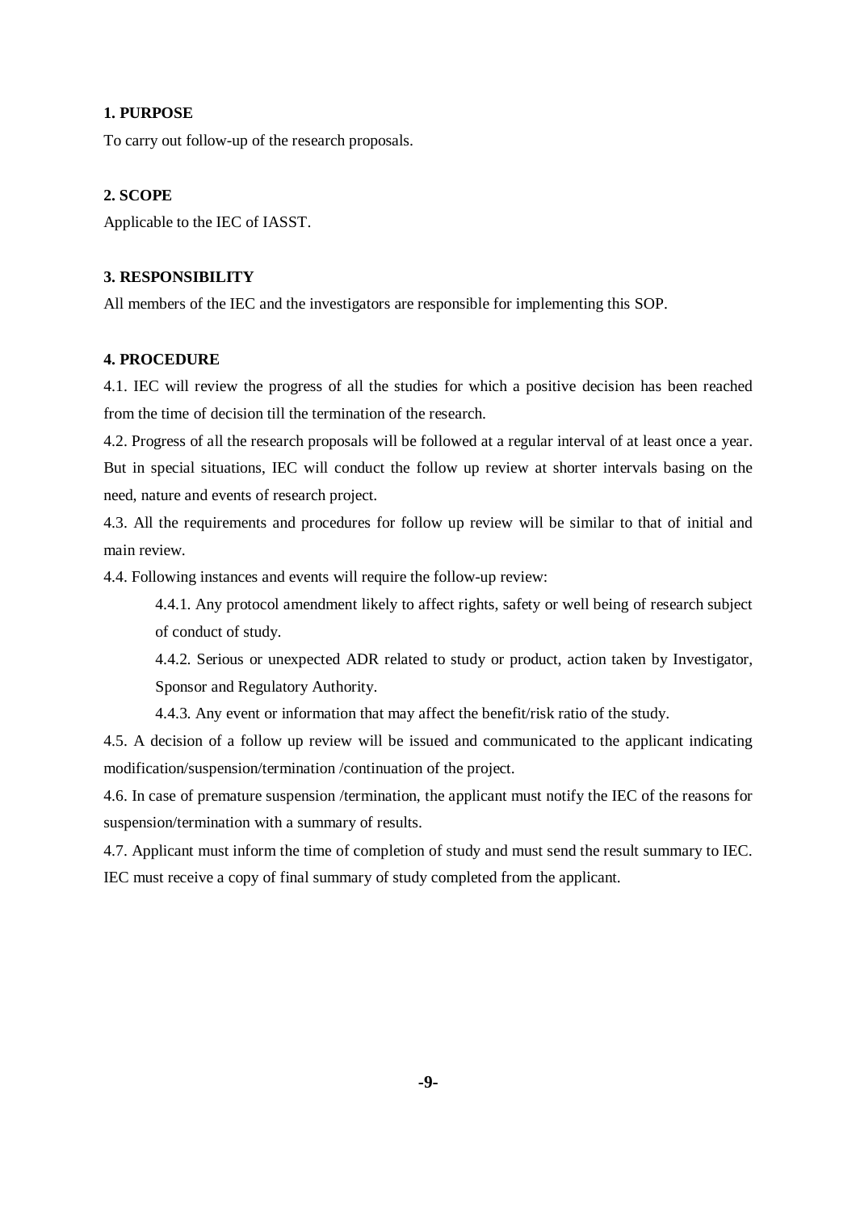**1. PURPOSE**

To carry out follow-up of the research proposals.

**2. SCOPE**

Applicable to the IEC of IASST.

**3. RESPONSIBILITY**

All members of the IEC and the investigators are responsible for implementing this SOP.

**4. PROCEDURE**

4.1. IEC will review the progress of all the studies for which a positive decision has been reached from the time of decision till the termination of the research.

4.2. Progress of all the research proposals will be followed at a regular interval of at least once a year. But in special situations, IEC will conduct the follow up review at shorter intervals basing on the need, nature and events of research project.

4.3. All the requirements and procedures for follow up review will be similar to that of initial and main review.

4.4. Following instances and events will require the follow-up review:

> 4.4.1. Any protocol amendment likely to affect rights, safety or well being of research subject of conduct of study.
>
> 4.4.2. Serious or unexpected ADR related to study or product, action taken by Investigator, Sponsor and Regulatory Authority.
>
> 4.4.3. Any event or information that may affect the benefit/risk ratio of the study.

4.5. A decision of a follow up review will be issued and communicated to the applicant indicating modification/suspension/termination /continuation of the project.

4.6. In case of premature suspension /termination, the applicant must notify the IEC of the reasons for suspension/termination with a summary of results.

4.7. Applicant must inform the time of completion of study and must send the result summary to IEC. IEC must receive a copy of final summary of study completed from the applicant.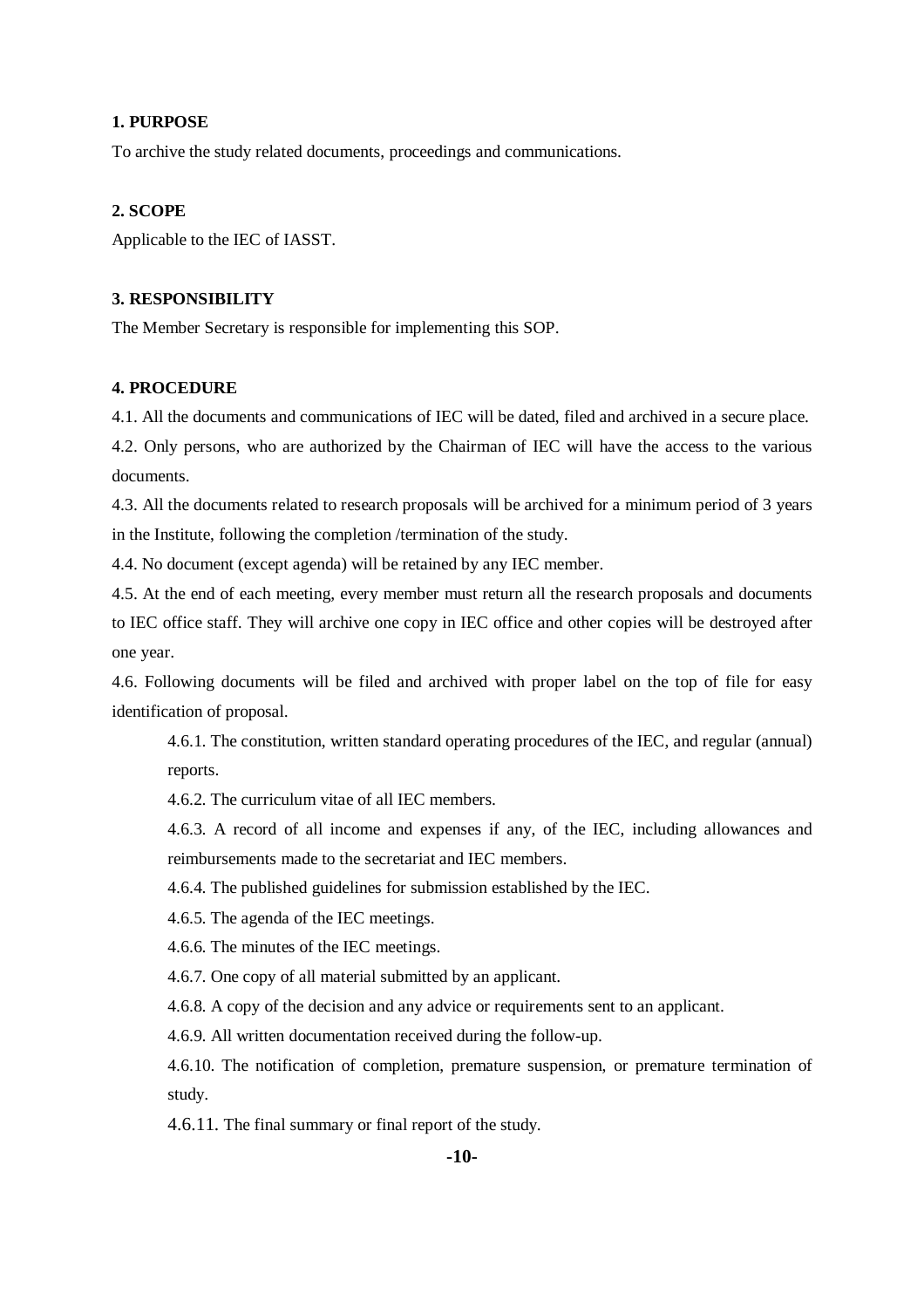**1. PURPOSE**

To archive the study related documents, proceedings and communications.

**2. SCOPE**

Applicable to the IEC of IASST.

**3. RESPONSIBILITY**

The Member Secretary is responsible for implementing this SOP.

**4. PROCEDURE**

4.1. All the documents and communications of IEC will be dated, filed and archived in a secure place.

4.2. Only persons, who are authorized by the Chairman of IEC will have the access to the various documents.

4.3. All the documents related to research proposals will be archived for a minimum period of 3 years in the Institute, following the completion /termination of the study.

4.4. No document (except agenda) will be retained by any IEC member.

4.5. At the end of each meeting, every member must return all the research proposals and documents to IEC office staff. They will archive one copy in IEC office and other copies will be destroyed after one year.

4.6. Following documents will be filed and archived with proper label on the top of file for easy identification of proposal.

> 4.6.1. The constitution, written standard operating procedures of the IEC, and regular (annual) reports.
>
> 4.6.2. The curriculum vitae of all IEC members.
>
> 4.6.3. A record of all income and expenses if any, of the IEC, including allowances and reimbursements made to the secretariat and IEC members.
>
> 4.6.4. The published guidelines for submission established by the IEC.
>
> 4.6.5. The agenda of the IEC meetings.
>
> 4.6.6. The minutes of the IEC meetings.
>
> 4.6.7. One copy of all material submitted by an applicant.
>
> 4.6.8. A copy of the decision and any advice or requirements sent to an applicant.
>
> 4.6.9. All written documentation received during the follow-up.
>
> 4.6.10. The notification of completion, premature suspension, or premature termination of study.
>
> 4.6.11. The final summary or final report of the study.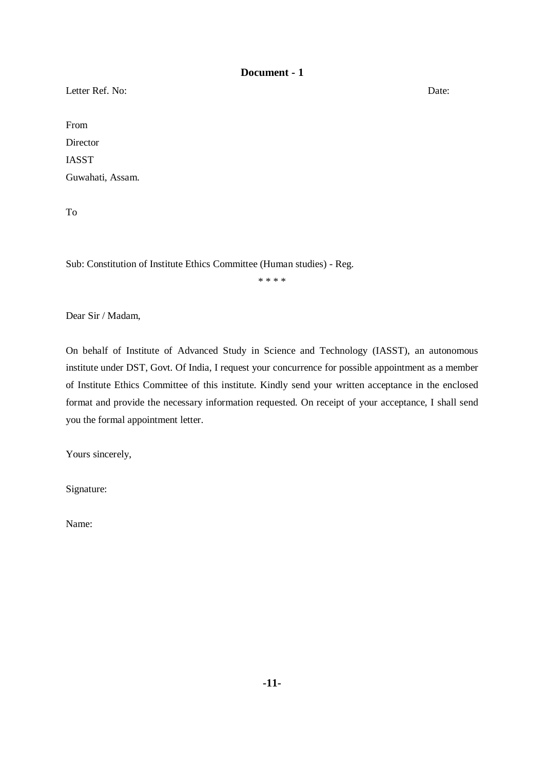## Document - 1

Letter Ref. No: Date:

From
Director
IASST
Guwahati, Assam.

To

Sub: Constitution of Institute Ethics Committee (Human studies) - Reg.

* * * *

Dear Sir / Madam,

On behalf of Institute of Advanced Study in Science and Technology (IASST), an autonomous institute under DST, Govt. Of India, I request your concurrence for possible appointment as a member of Institute Ethics Committee of this institute. Kindly send your written acceptance in the enclosed format and provide the necessary information requested. On receipt of your acceptance, I shall send you the formal appointment letter.

Yours sincerely,

Signature:

Name: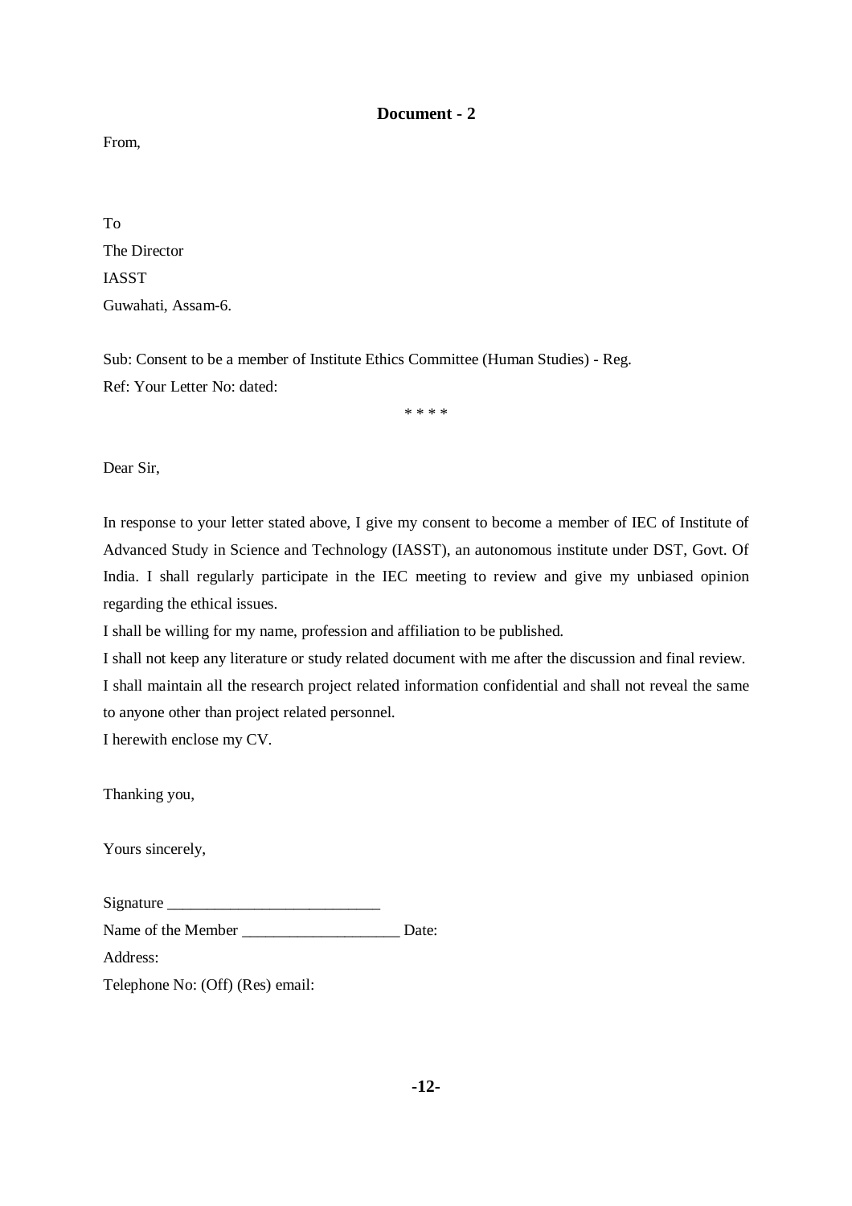**Document - 2**

From,

To
The Director
IASST
Guwahati, Assam-6.

Sub: Consent to be a member of Institute Ethics Committee (Human Studies) - Reg.
Ref: Your Letter No: dated:

* * * *

Dear Sir,

In response to your letter stated above, I give my consent to become a member of IEC of Institute of Advanced Study in Science and Technology (IASST), an autonomous institute under DST, Govt. Of India. I shall regularly participate in the IEC meeting to review and give my unbiased opinion regarding the ethical issues.

I shall be willing for my name, profession and affiliation to be published.

I shall not keep any literature or study related document with me after the discussion and final review.

I shall maintain all the research project related information confidential and shall not reveal the same to anyone other than project related personnel.

I herewith enclose my CV.

Thanking you,

Yours sincerely,

Signature ___________________________

Name of the Member ____________________ Date:

Address:

Telephone No: (Off) (Res) email: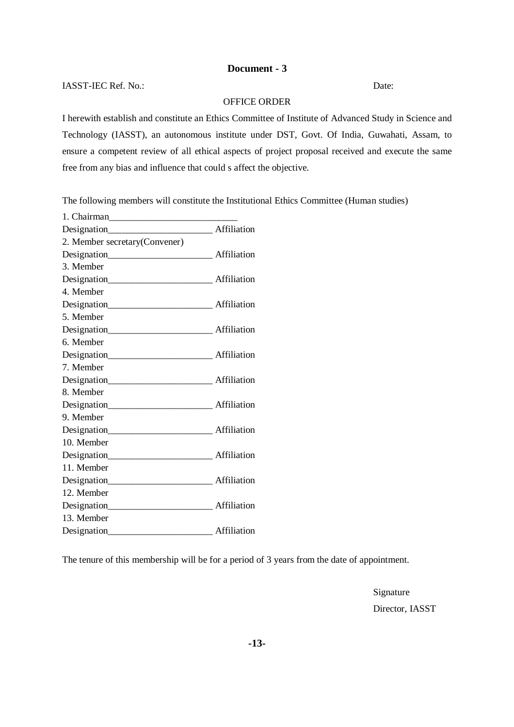# Document - 3

IASST-IEC Ref. No.: Date:

OFFICE ORDER

I herewith establish and constitute an Ethics Committee of Institute of Advanced Study in Science and Technology (IASST), an autonomous institute under DST, Govt. Of India, Guwahati, Assam, to ensure a competent review of all ethical aspects of project proposal received and execute the same free from any bias and influence that could s affect the objective.

The following members will constitute the Institutional Ethics Committee (Human studies)

1. Chairman___________________________
Designation______________________ Affiliation
2. Member secretary(Convener)
Designation______________________ Affiliation
3. Member
Designation______________________ Affiliation
4. Member
Designation______________________ Affiliation
5. Member
Designation______________________ Affiliation
6. Member
Designation______________________ Affiliation
7. Member
Designation______________________ Affiliation
8. Member
Designation______________________ Affiliation
9. Member
Designation______________________ Affiliation
10. Member
Designation______________________ Affiliation
11. Member
Designation______________________ Affiliation
12. Member
Designation______________________ Affiliation
13. Member
Designation______________________ Affiliation

The tenure of this membership will be for a period of 3 years from the date of appointment.

Signature
Director, IASST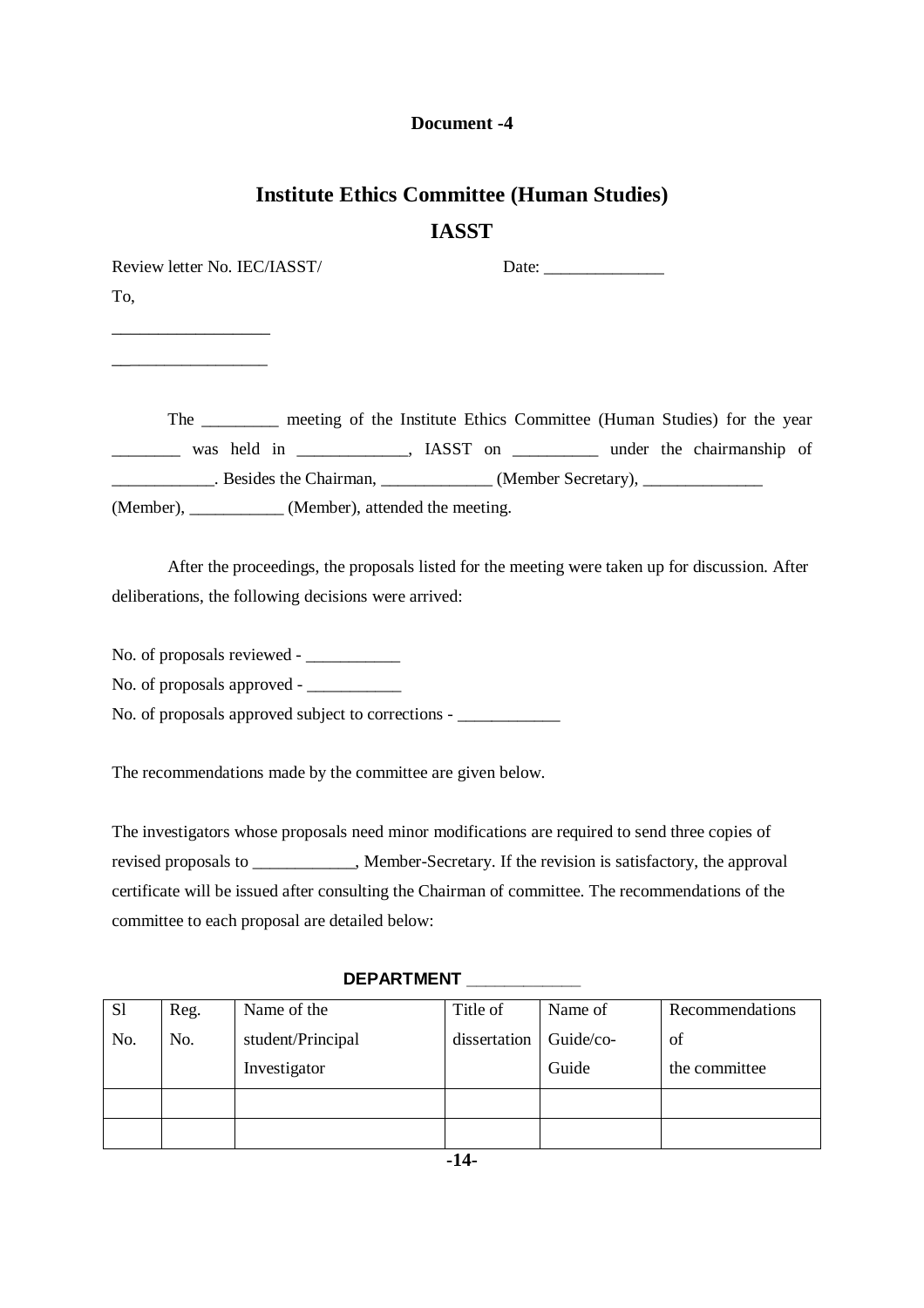**Document -4**

# Institute Ethics Committee (Human Studies)

## IASST

Review letter No. IEC/IASST/                                        Date: ______________

To,

__________________

__________________

The _________ meeting of the Institute Ethics Committee (Human Studies) for the year ________ was held in _____________, IASST on __________ under the chairmanship of ____________. Besides the Chairman, _____________ (Member Secretary), ______________ (Member), ___________ (Member), attended the meeting.

After the proceedings, the proposals listed for the meeting were taken up for discussion. After deliberations, the following decisions were arrived:

No. of proposals reviewed - ___________

No. of proposals approved - ___________

No. of proposals approved subject to corrections - ____________

The recommendations made by the committee are given below.

The investigators whose proposals need minor modifications are required to send three copies of revised proposals to ____________, Member-Secretary. If the revision is satisfactory, the approval certificate will be issued after consulting the Chairman of committee. The recommendations of the committee to each proposal are detailed below:

**DEPARTMENT ____________**

| Sl No. | Reg. No. | Name of the student/Principal Investigator | Title of dissertation | Name of Guide/co-Guide | Recommendations of the committee |
|---|---|---|---|---|---|
| | | | | | |
| | | | | | |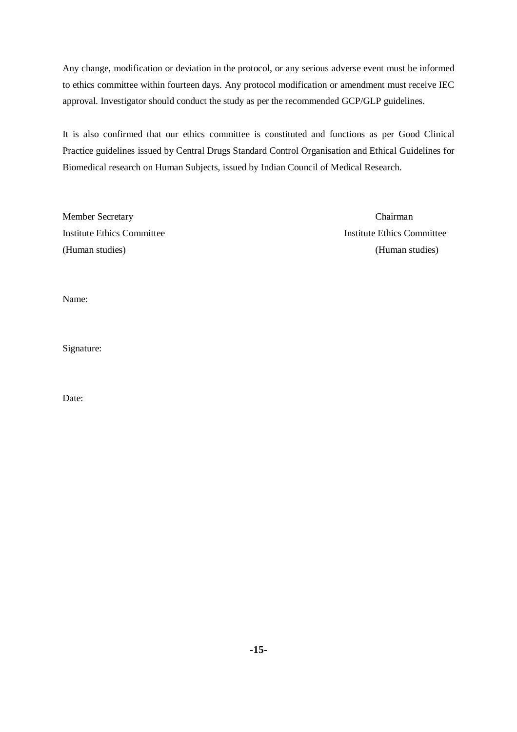Any change, modification or deviation in the protocol, or any serious adverse event must be informed to ethics committee within fourteen days. Any protocol modification or amendment must receive IEC approval. Investigator should conduct the study as per the recommended GCP/GLP guidelines.

It is also confirmed that our ethics committee is constituted and functions as per Good Clinical Practice guidelines issued by Central Drugs Standard Control Organisation and Ethical Guidelines for Biomedical research on Human Subjects, issued by Indian Council of Medical Research.

| Member Secretary | Chairman |
| --- | --- |
| Institute Ethics Committee | Institute Ethics Committee |
| (Human studies) | (Human studies) |

Name:

Signature:

Date: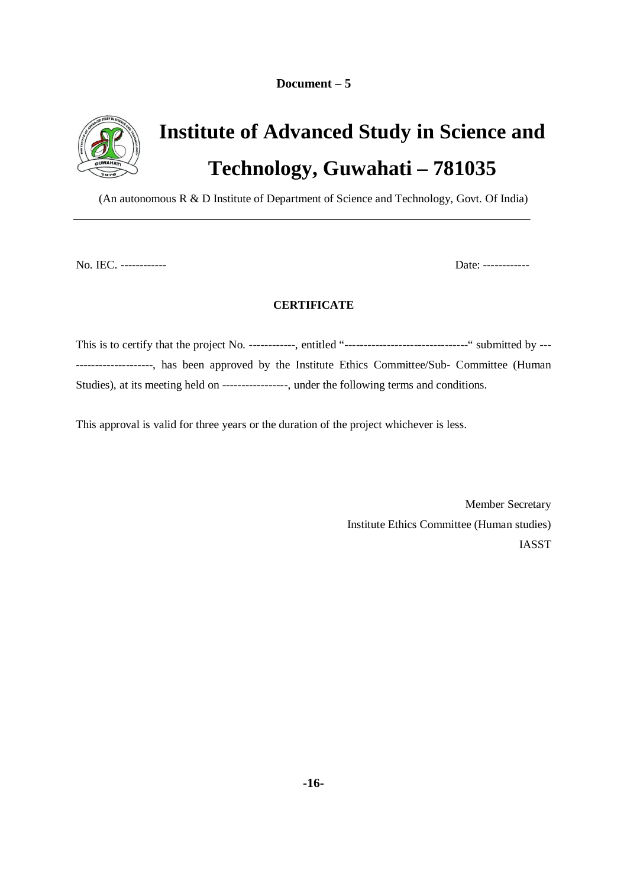**Document – 5**

# Institute of Advanced Study in Science and Technology, Guwahati – 781035

(An autonomous R & D Institute of Department of Science and Technology, Govt. Of India)

---

No. IEC. ------------ Date: ------------

**CERTIFICATE**

This is to certify that the project No. ------------, entitled "--------------------------------" submitted by ----------------------, has been approved by the Institute Ethics Committee/Sub- Committee (Human Studies), at its meeting held on -----------------, under the following terms and conditions.

This approval is valid for three years or the duration of the project whichever is less.

Member Secretary
Institute Ethics Committee (Human studies)
IASST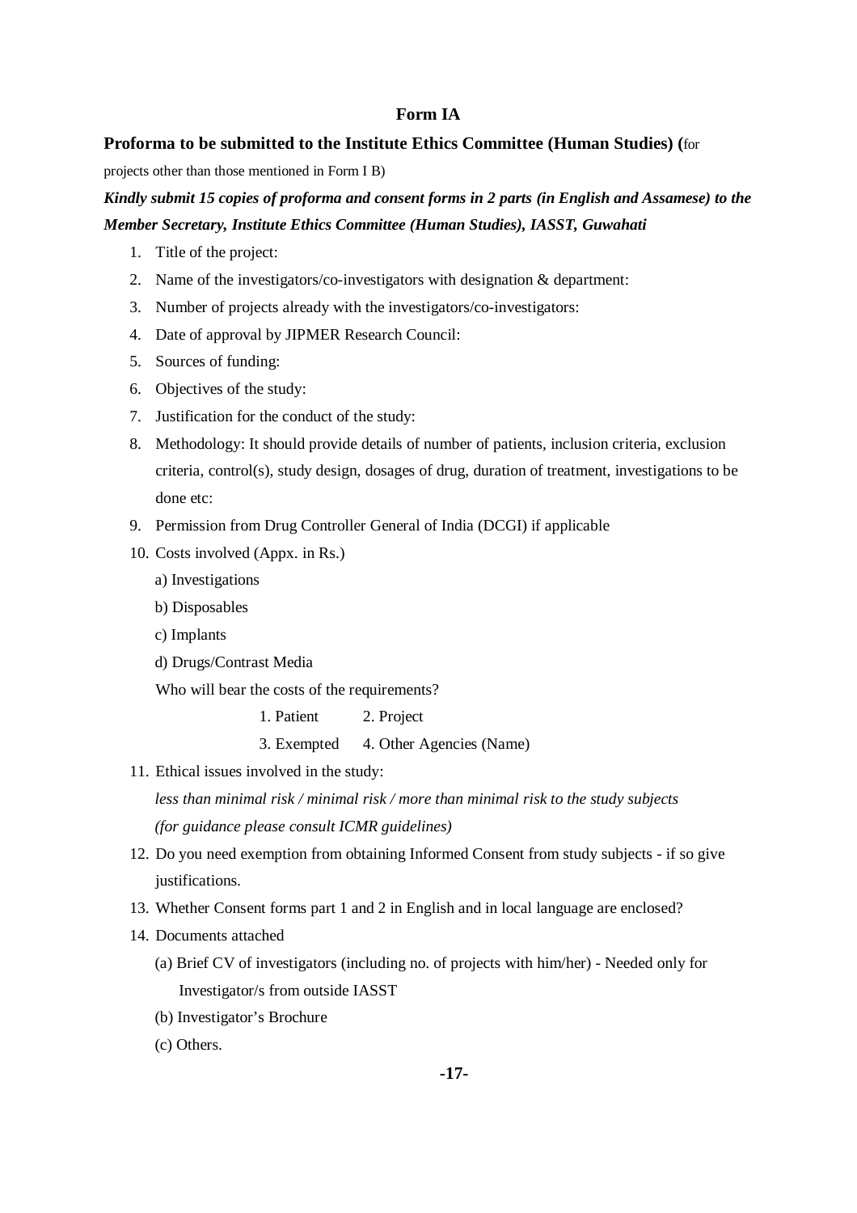**Form IA**

**Proforma to be submitted to the Institute Ethics Committee (Human Studies) (**for projects other than those mentioned in Form I B)

***Kindly submit 15 copies of proforma and consent forms in 2 parts (in English and Assamese) to the Member Secretary, Institute Ethics Committee (Human Studies), IASST, Guwahati***

1. Title of the project:
2. Name of the investigators/co-investigators with designation & department:
3. Number of projects already with the investigators/co-investigators:
4. Date of approval by JIPMER Research Council:
5. Sources of funding:
6. Objectives of the study:
7. Justification for the conduct of the study:
8. Methodology: It should provide details of number of patients, inclusion criteria, exclusion criteria, control(s), study design, dosages of drug, duration of treatment, investigations to be done etc:
9. Permission from Drug Controller General of India (DCGI) if applicable
10. Costs involved (Appx. in Rs.)

    a) Investigations

    b) Disposables

    c) Implants

    d) Drugs/Contrast Media

    Who will bear the costs of the requirements?

    1. Patient   2. Project

    3. Exempted   4. Other Agencies (Name)

11. Ethical issues involved in the study:

    *less than minimal risk / minimal risk / more than minimal risk to the study subjects*

    *(for guidance please consult ICMR guidelines)*

12. Do you need exemption from obtaining Informed Consent from study subjects - if so give justifications.
13. Whether Consent forms part 1 and 2 in English and in local language are enclosed?
14. Documents attached

    (a) Brief CV of investigators (including no. of projects with him/her) - Needed only for Investigator/s from outside IASST

    (b) Investigator's Brochure

    (c) Others.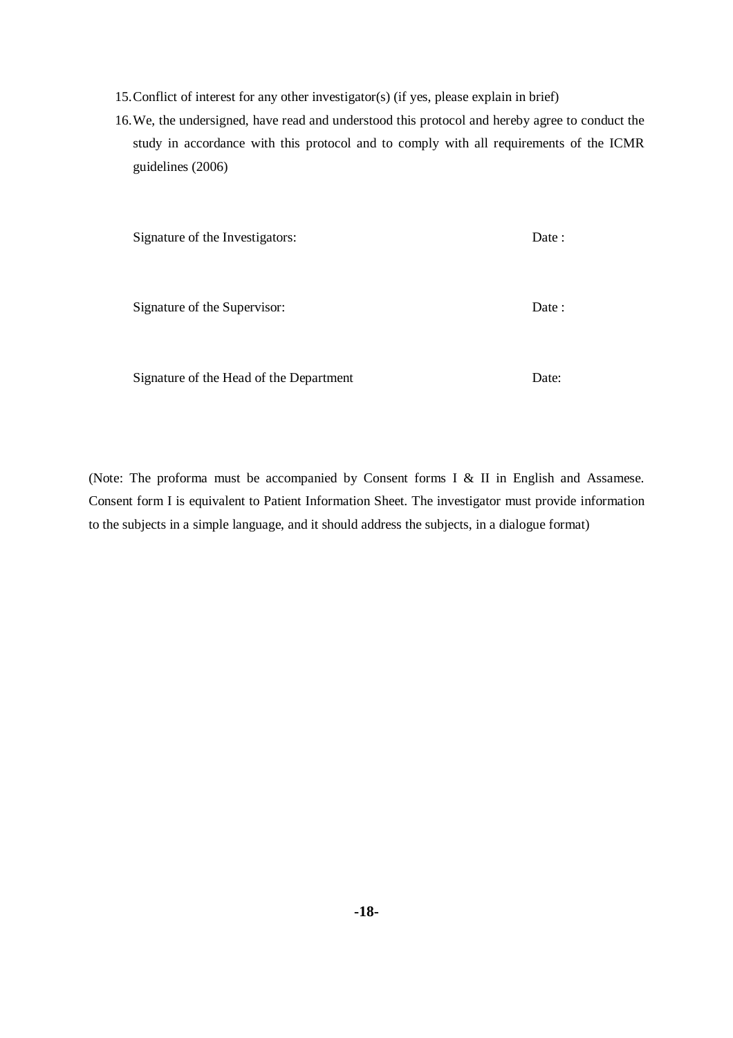15. Conflict of interest for any other investigator(s) (if yes, please explain in brief)
16. We, the undersigned, have read and understood this protocol and hereby agree to conduct the study in accordance with this protocol and to comply with all requirements of the ICMR guidelines (2006)

Signature of the Investigators: Date :

Signature of the Supervisor: Date :

Signature of the Head of the Department Date:

(Note: The proforma must be accompanied by Consent forms I & II in English and Assamese. Consent form I is equivalent to Patient Information Sheet. The investigator must provide information to the subjects in a simple language, and it should address the subjects, in a dialogue format)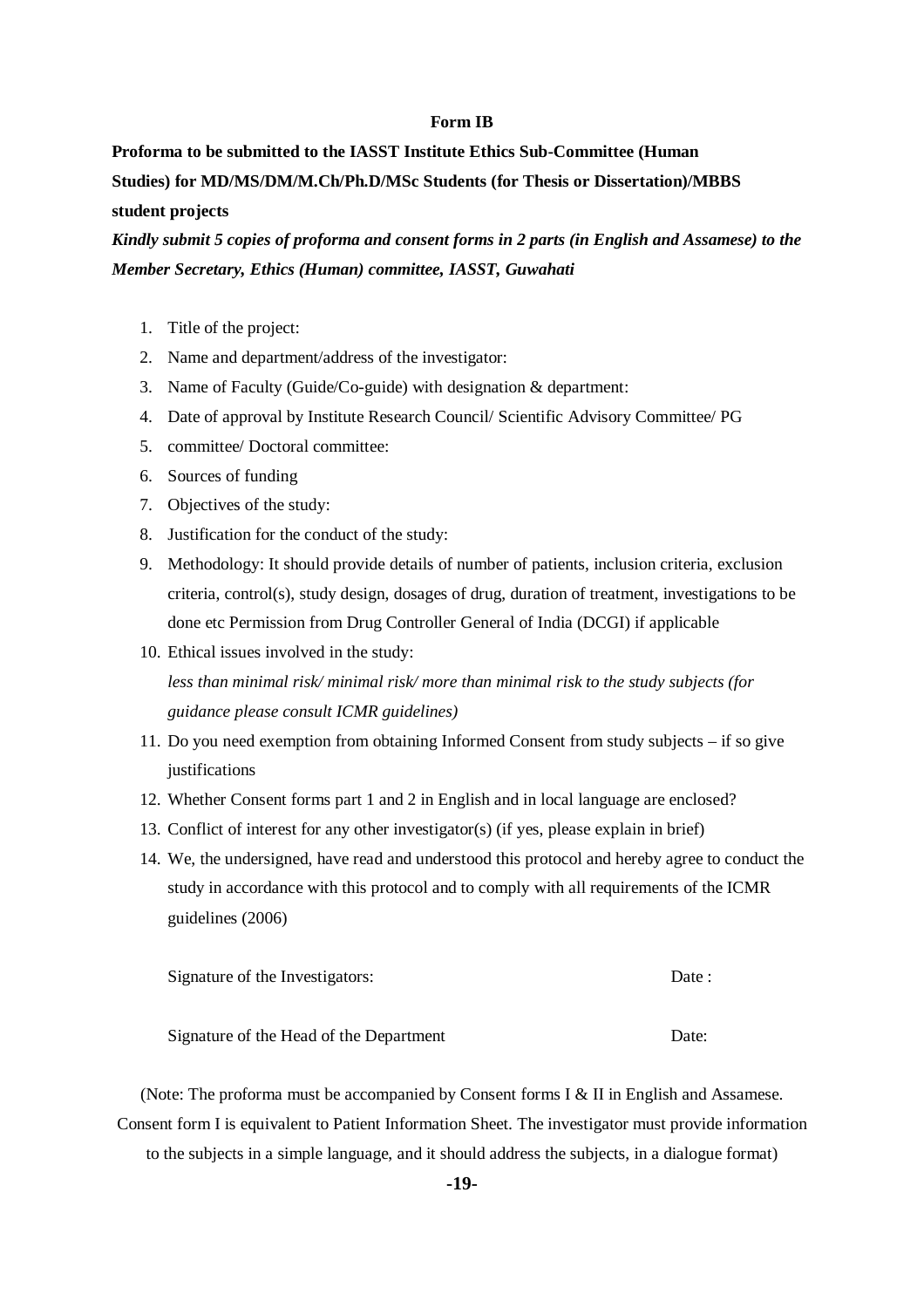**Form IB**

**Proforma to be submitted to the IASST Institute Ethics Sub-Committee (Human Studies) for MD/MS/DM/M.Ch/Ph.D/MSc Students (for Thesis or Dissertation)/MBBS student projects**

***Kindly submit 5 copies of proforma and consent forms in 2 parts (in English and Assamese) to the Member Secretary, Ethics (Human) committee, IASST, Guwahati***

1. Title of the project:
2. Name and department/address of the investigator:
3. Name of Faculty (Guide/Co-guide) with designation & department:
4. Date of approval by Institute Research Council/ Scientific Advisory Committee/ PG
5. committee/ Doctoral committee:
6. Sources of funding
7. Objectives of the study:
8. Justification for the conduct of the study:
9. Methodology: It should provide details of number of patients, inclusion criteria, exclusion criteria, control(s), study design, dosages of drug, duration of treatment, investigations to be done etc Permission from Drug Controller General of India (DCGI) if applicable
10. Ethical issues involved in the study:
    *less than minimal risk/ minimal risk/ more than minimal risk to the study subjects (for guidance please consult ICMR guidelines)*
11. Do you need exemption from obtaining Informed Consent from study subjects – if so give justifications
12. Whether Consent forms part 1 and 2 in English and in local language are enclosed?
13. Conflict of interest for any other investigator(s) (if yes, please explain in brief)
14. We, the undersigned, have read and understood this protocol and hereby agree to conduct the study in accordance with this protocol and to comply with all requirements of the ICMR guidelines (2006)

Signature of the Investigators: Date :

Signature of the Head of the Department Date:

(Note: The proforma must be accompanied by Consent forms I & II in English and Assamese. Consent form I is equivalent to Patient Information Sheet. The investigator must provide information to the subjects in a simple language, and it should address the subjects, in a dialogue format)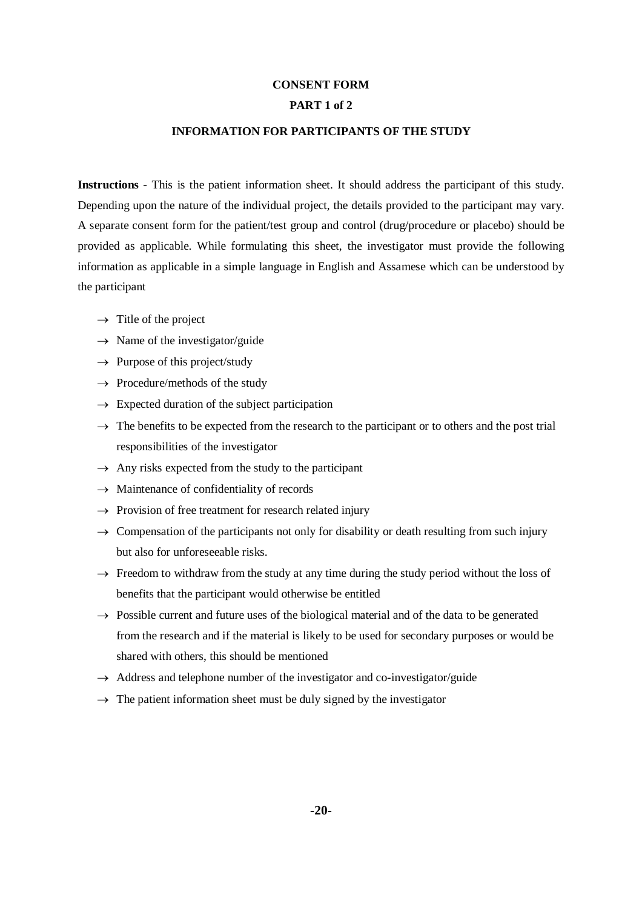# CONSENT FORM

## PART 1 of 2

## INFORMATION FOR PARTICIPANTS OF THE STUDY

**Instructions** - This is the patient information sheet. It should address the participant of this study. Depending upon the nature of the individual project, the details provided to the participant may vary. A separate consent form for the patient/test group and control (drug/procedure or placebo) should be provided as applicable. While formulating this sheet, the investigator must provide the following information as applicable in a simple language in English and Assamese which can be understood by the participant

- → Title of the project
- → Name of the investigator/guide
- → Purpose of this project/study
- → Procedure/methods of the study
- → Expected duration of the subject participation
- → The benefits to be expected from the research to the participant or to others and the post trial responsibilities of the investigator
- → Any risks expected from the study to the participant
- → Maintenance of confidentiality of records
- → Provision of free treatment for research related injury
- → Compensation of the participants not only for disability or death resulting from such injury but also for unforeseeable risks.
- → Freedom to withdraw from the study at any time during the study period without the loss of benefits that the participant would otherwise be entitled
- → Possible current and future uses of the biological material and of the data to be generated from the research and if the material is likely to be used for secondary purposes or would be shared with others, this should be mentioned
- → Address and telephone number of the investigator and co-investigator/guide
- → The patient information sheet must be duly signed by the investigator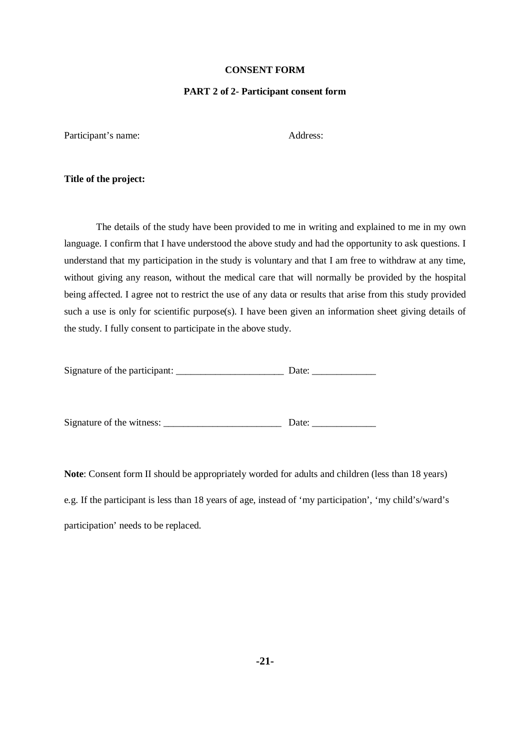**CONSENT FORM**

**PART 2 of 2- Participant consent form**

Participant's name: Address:

**Title of the project:**

The details of the study have been provided to me in writing and explained to me in my own language. I confirm that I have understood the above study and had the opportunity to ask questions. I understand that my participation in the study is voluntary and that I am free to withdraw at any time, without giving any reason, without the medical care that will normally be provided by the hospital being affected. I agree not to restrict the use of any data or results that arise from this study provided such a use is only for scientific purpose(s). I have been given an information sheet giving details of the study. I fully consent to participate in the above study.

Signature of the participant: ______________________ Date: _____________

Signature of the witness: ________________________ Date: _____________

**Note**: Consent form II should be appropriately worded for adults and children (less than 18 years) e.g. If the participant is less than 18 years of age, instead of 'my participation', 'my child's/ward's participation' needs to be replaced.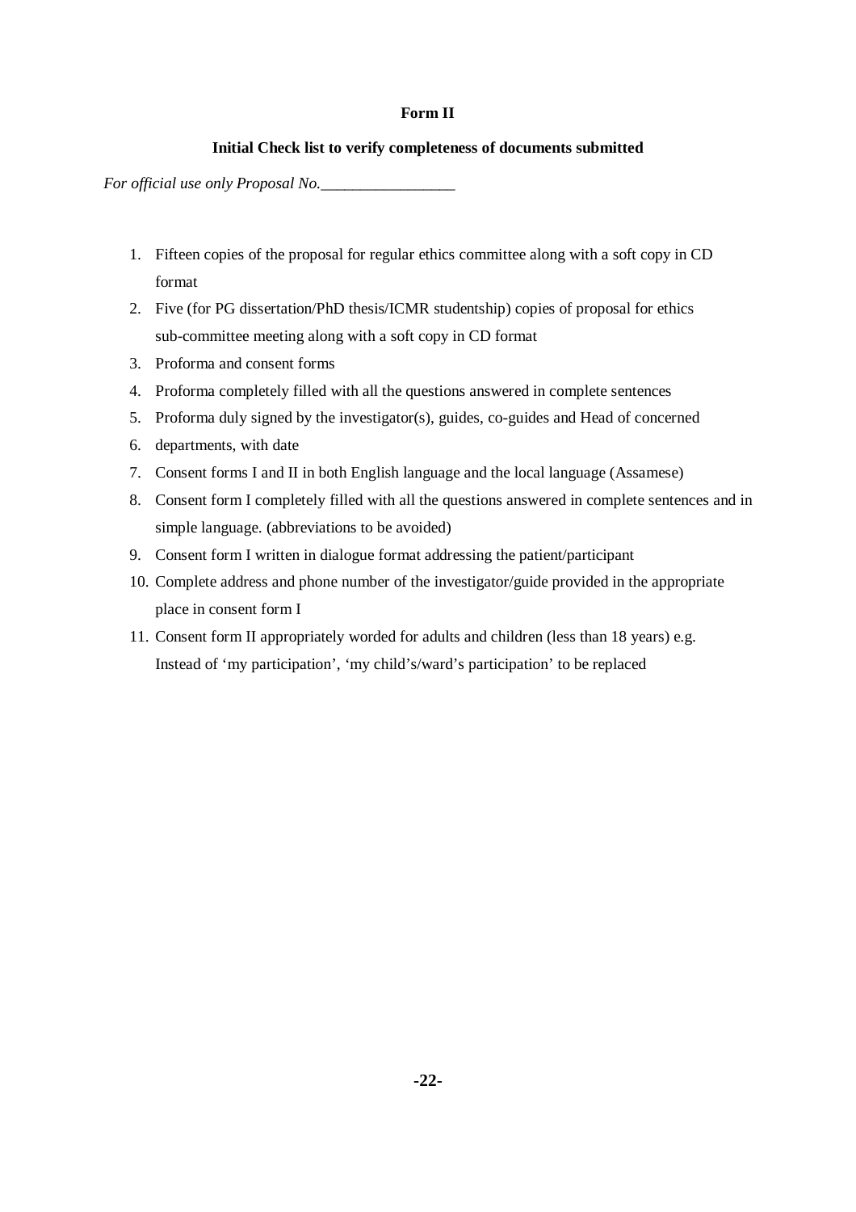**Form II**

**Initial Check list to verify completeness of documents submitted**

*For official use only Proposal No.*_________________

1. Fifteen copies of the proposal for regular ethics committee along with a soft copy in CD format
2. Five (for PG dissertation/PhD thesis/ICMR studentship) copies of proposal for ethics sub-committee meeting along with a soft copy in CD format
3. Proforma and consent forms
4. Proforma completely filled with all the questions answered in complete sentences
5. Proforma duly signed by the investigator(s), guides, co-guides and Head of concerned
6. departments, with date
7. Consent forms I and II in both English language and the local language (Assamese)
8. Consent form I completely filled with all the questions answered in complete sentences and in simple language. (abbreviations to be avoided)
9. Consent form I written in dialogue format addressing the patient/participant
10. Complete address and phone number of the investigator/guide provided in the appropriate place in consent form I
11. Consent form II appropriately worded for adults and children (less than 18 years) e.g. Instead of ‘my participation’, ‘my child’s/ward’s participation’ to be replaced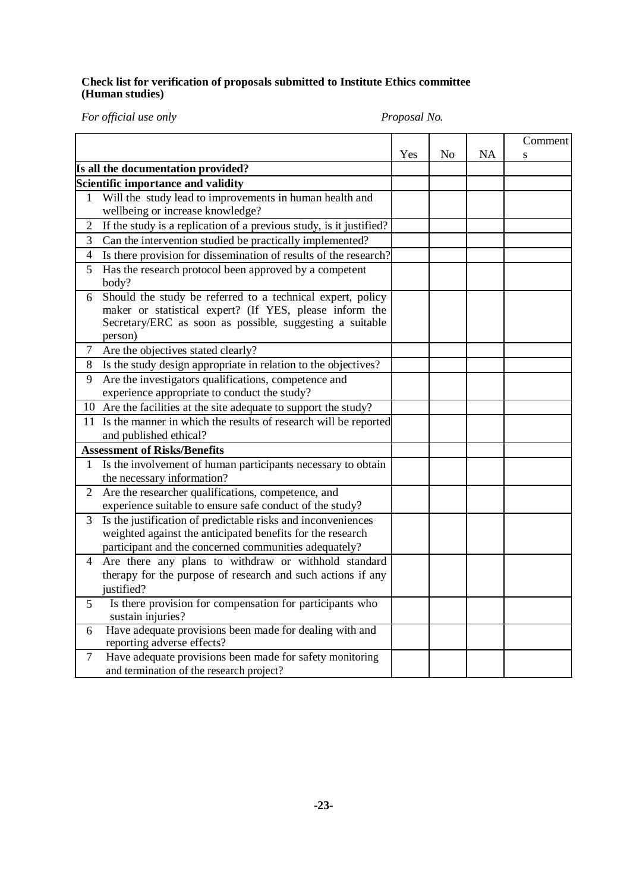**Check list for verification of proposals submitted to Institute Ethics committee (Human studies)**

*For official use only* *Proposal No.*

| | | Yes | No | NA | Comments |
|---|---|---|---|---|---|
| **Is all the documentation provided?** | | | | | |
| **Scientific importance and validity** | | | | | |
| 1 | Will the study lead to improvements in human health and wellbeing or increase knowledge? | | | | |
| 2 | If the study is a replication of a previous study, is it justified? | | | | |
| 3 | Can the intervention studied be practically implemented? | | | | |
| 4 | Is there provision for dissemination of results of the research? | | | | |
| 5 | Has the research protocol been approved by a competent body? | | | | |
| 6 | Should the study be referred to a technical expert, policy maker or statistical expert? (If YES, please inform the Secretary/ERC as soon as possible, suggesting a suitable person) | | | | |
| 7 | Are the objectives stated clearly? | | | | |
| 8 | Is the study design appropriate in relation to the objectives? | | | | |
| 9 | Are the investigators qualifications, competence and experience appropriate to conduct the study? | | | | |
| 10 | Are the facilities at the site adequate to support the study? | | | | |
| 11 | Is the manner in which the results of research will be reported and published ethical? | | | | |
| **Assessment of Risks/Benefits** | | | | | |
| 1 | Is the involvement of human participants necessary to obtain the necessary information? | | | | |
| 2 | Are the researcher qualifications, competence, and experience suitable to ensure safe conduct of the study? | | | | |
| 3 | Is the justification of predictable risks and inconveniences weighted against the anticipated benefits for the research participant and the concerned communities adequately? | | | | |
| 4 | Are there any plans to withdraw or withhold standard therapy for the purpose of research and such actions if any justified? | | | | |
| 5 | Is there provision for compensation for participants who sustain injuries? | | | | |
| 6 | Have adequate provisions been made for dealing with and reporting adverse effects? | | | | |
| 7 | Have adequate provisions been made for safety monitoring and termination of the research project? | | | | |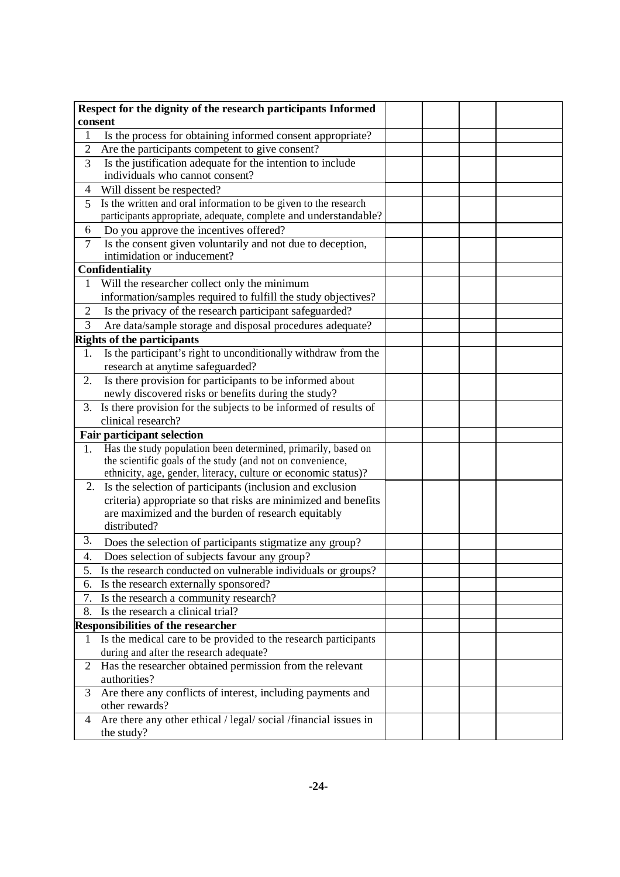| Respect for the dignity of the research participants Informed consent | | | | |
|---|---|---|---|---|
| 1 Is the process for obtaining informed consent appropriate? | | | | |
| 2 Are the participants competent to give consent? | | | | |
| 3 Is the justification adequate for the intention to include individuals who cannot consent? | | | | |
| 4 Will dissent be respected? | | | | |
| 5 Is the written and oral information to be given to the research participants appropriate, adequate, complete and understandable? | | | | |
| 6 Do you approve the incentives offered? | | | | |
| 7 Is the consent given voluntarily and not due to deception, intimidation or inducement? | | | | |
| **Confidentiality** | | | | |
| 1 Will the researcher collect only the minimum information/samples required to fulfill the study objectives? | | | | |
| 2 Is the privacy of the research participant safeguarded? | | | | |
| 3 Are data/sample storage and disposal procedures adequate? | | | | |
| **Rights of the participants** | | | | |
| 1. Is the participant's right to unconditionally withdraw from the research at anytime safeguarded? | | | | |
| 2. Is there provision for participants to be informed about newly discovered risks or benefits during the study? | | | | |
| 3. Is there provision for the subjects to be informed of results of clinical research? | | | | |
| **Fair participant selection** | | | | |
| 1. Has the study population been determined, primarily, based on the scientific goals of the study (and not on convenience, ethnicity, age, gender, literacy, culture or economic status)? | | | | |
| 2. Is the selection of participants (inclusion and exclusion criteria) appropriate so that risks are minimized and benefits are maximized and the burden of research equitably distributed? | | | | |
| 3. Does the selection of participants stigmatize any group? | | | | |
| 4. Does selection of subjects favour any group? | | | | |
| 5. Is the research conducted on vulnerable individuals or groups? | | | | |
| 6. Is the research externally sponsored? | | | | |
| 7. Is the research a community research? | | | | |
| 8. Is the research a clinical trial? | | | | |
| **Responsibilities of the researcher** | | | | |
| 1 Is the medical care to be provided to the research participants during and after the research adequate? | | | | |
| 2 Has the researcher obtained permission from the relevant authorities? | | | | |
| 3 Are there any conflicts of interest, including payments and other rewards? | | | | |
| 4 Are there any other ethical / legal/ social /financial issues in the study? | | | | |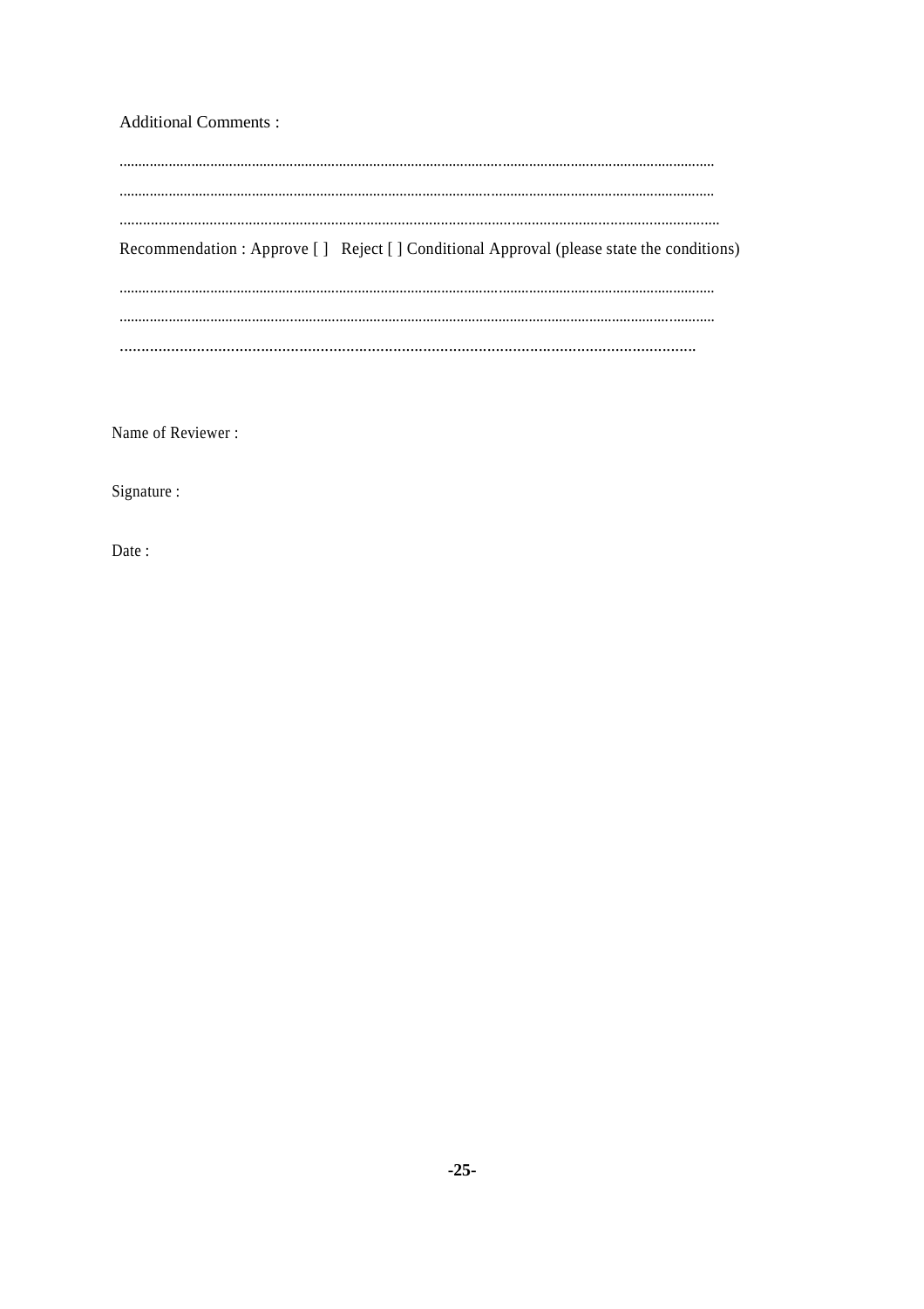Additional Comments :

.......................................................................................................................................................

.......................................................................................................................................................

.......................................................................................................................................................

Recommendation : Approve [ ]   Reject [ ] Conditional Approval (please state the conditions)

.......................................................................................................................................................

.......................................................................................................................................................

.......................................................................................................................................................

Name of Reviewer :

Signature :

Date :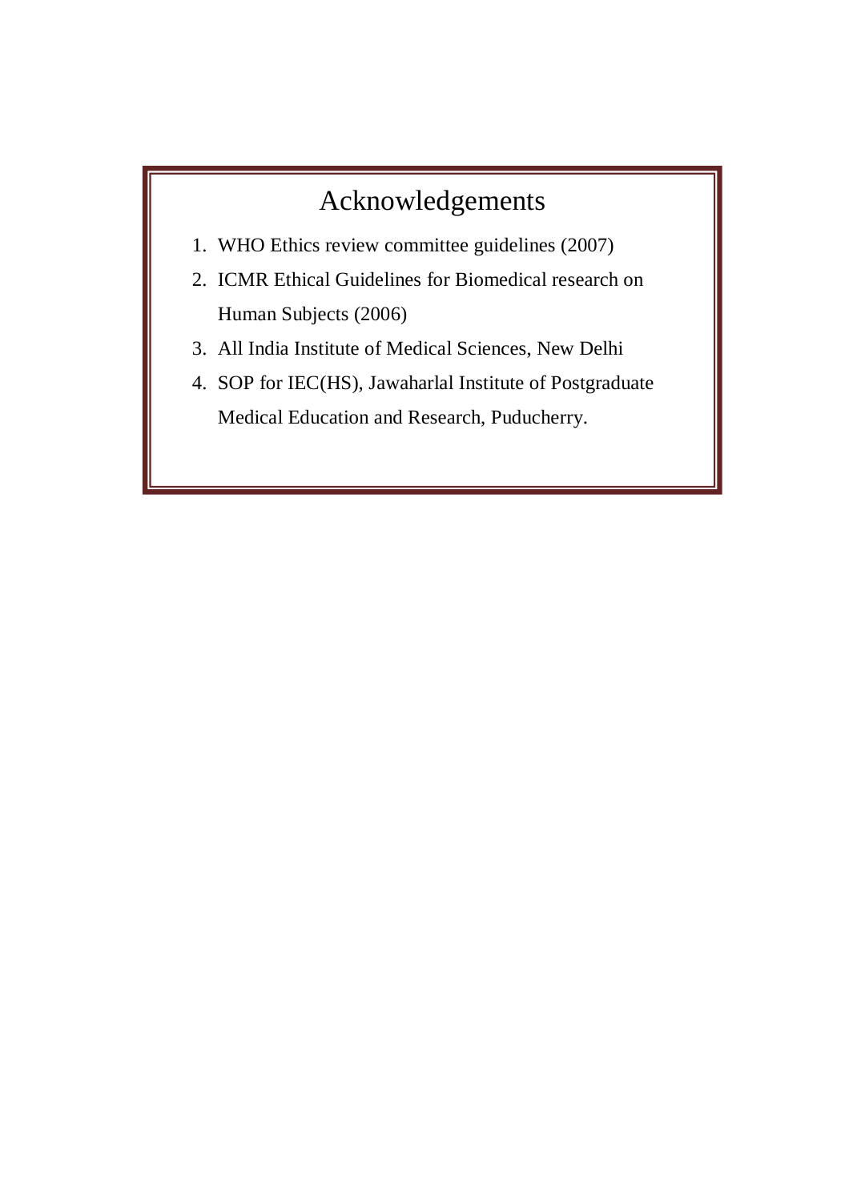# Acknowledgements

1. WHO Ethics review committee guidelines (2007)
2. ICMR Ethical Guidelines for Biomedical research on Human Subjects (2006)
3. All India Institute of Medical Sciences, New Delhi
4. SOP for IEC(HS), Jawaharlal Institute of Postgraduate Medical Education and Research, Puducherry.